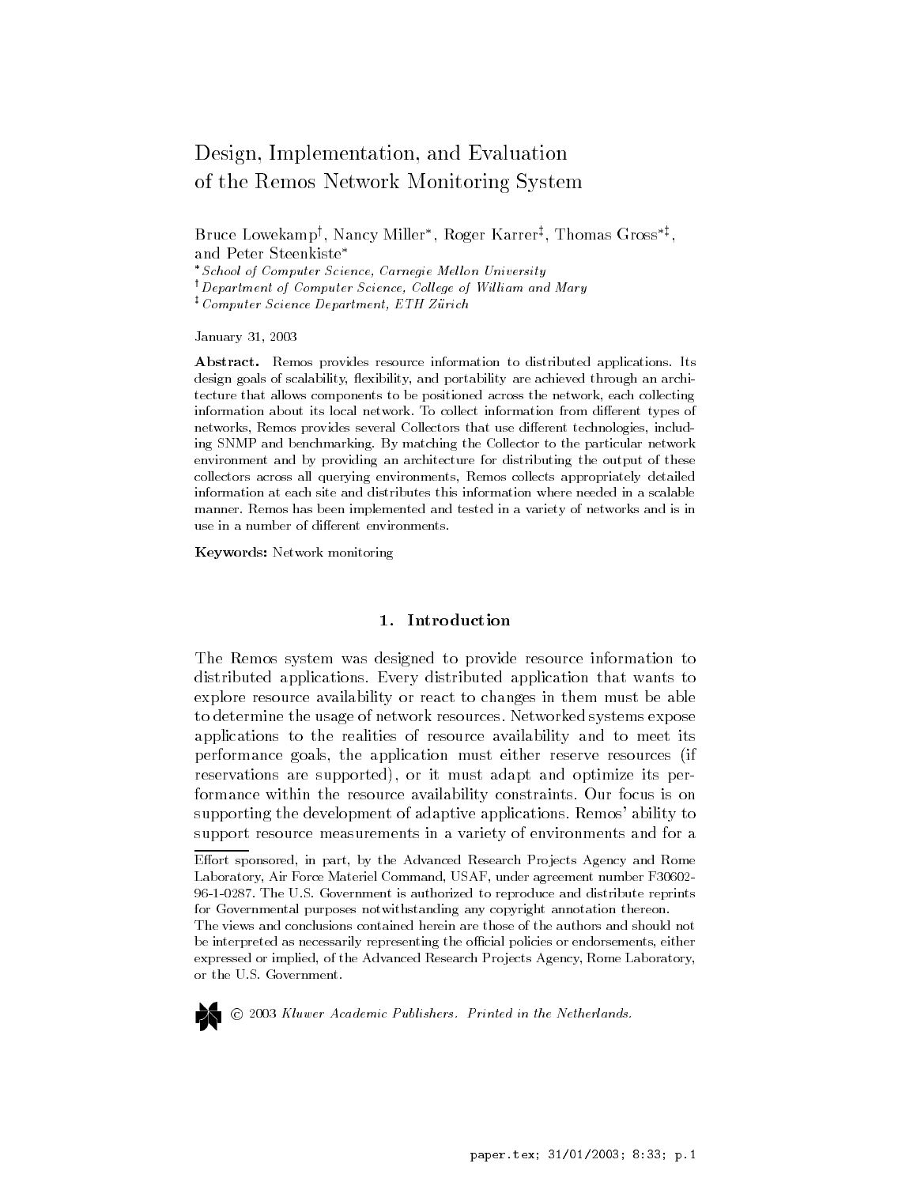# Design, Implementation, and Evaluation of the Remos Network Monitoring System

Bruce Lowekamp[†], Nancy Miller[*], Roger Karrer[‡], Thomas Gross[*‡], and Peter Steenkiste[*]

[*] *School of Computer Science, Carnegie Mellon University*
[†] *Department of Computer Science, College of William and Mary*
[‡] *Computer Science Department, ETH Zürich*

January 31, 2003

**Abstract.** Remos provides resource information to distributed applications. Its design goals of scalability, flexibility, and portability are achieved through an architecture that allows components to be positioned across the network, each collecting information about its local network. To collect information from different types of networks, Remos provides several Collectors that use different technologies, including SNMP and benchmarking. By matching the Collector to the particular network environment and by providing an architecture for distributing the output of these collectors across all querying environments, Remos collects appropriately detailed information at each site and distributes this information where needed in a scalable manner. Remos has been implemented and tested in a variety of networks and is in use in a number of different environments.

**Keywords:** Network monitoring

## 1. Introduction

The Remos system was designed to provide resource information to distributed applications. Every distributed application that wants to explore resource availability or react to changes in them must be able to determine the usage of network resources. Networked systems expose applications to the realities of resource availability and to meet its performance goals, the application must either reserve resources (if reservations are supported), or it must adapt and optimize its performance within the resource availability constraints. Our focus is on supporting the development of adaptive applications. Remos' ability to support resource measurements in a variety of environments and for a

---

Effort sponsored, in part, by the Advanced Research Projects Agency and Rome Laboratory, Air Force Materiel Command, USAF, under agreement number F30602-96-1-0287. The U.S. Government is authorized to reproduce and distribute reprints for Governmental purposes notwithstanding any copyright annotation thereon.
The views and conclusions contained herein are those of the authors and should not be interpreted as necessarily representing the official policies or endorsements, either expressed or implied, of the Advanced Research Projects Agency, Rome Laboratory, or the U.S. Government.

© 2003 *Kluwer Academic Publishers. Printed in the Netherlands.*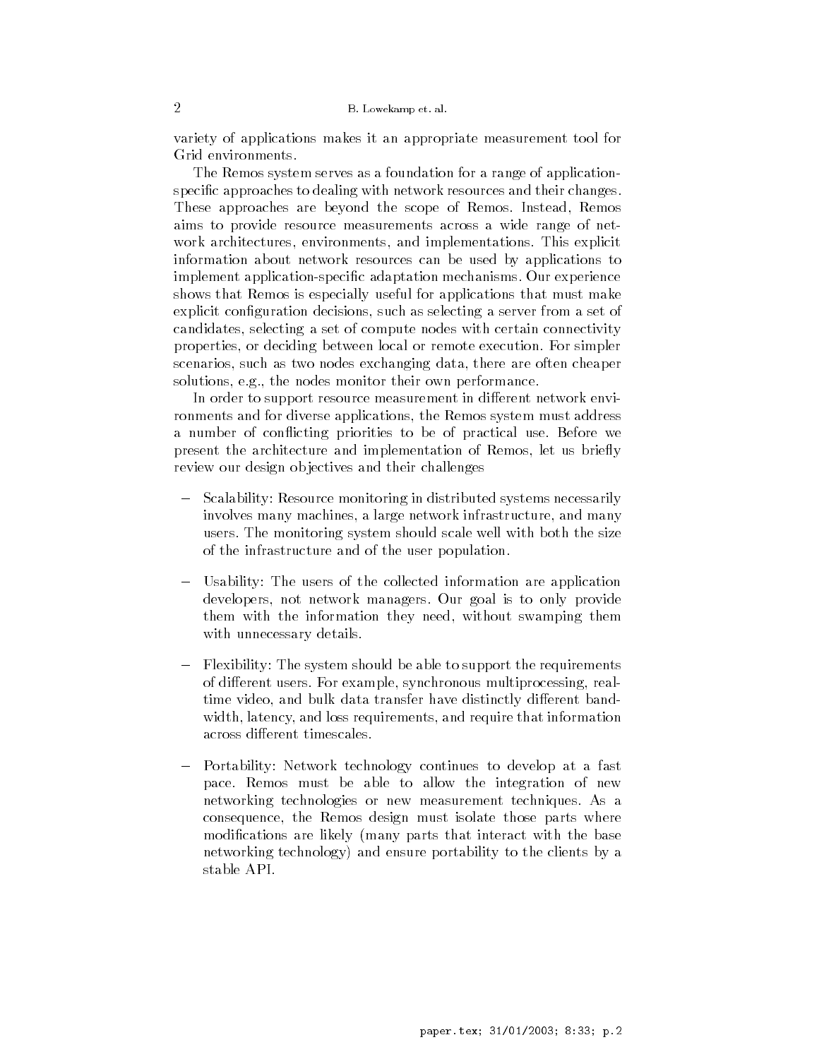variety of applications makes it an appropriate measurement tool for Grid environments.

The Remos system serves as a foundation for a range of application-specific approaches to dealing with network resources and their changes. These approaches are beyond the scope of Remos. Instead, Remos aims to provide resource measurements across a wide range of network architectures, environments, and implementations. This explicit information about network resources can be used by applications to implement application-specific adaptation mechanisms. Our experience shows that Remos is especially useful for applications that must make explicit configuration decisions, such as selecting a server from a set of candidates, selecting a set of compute nodes with certain connectivity properties, or deciding between local or remote execution. For simpler scenarios, such as two nodes exchanging data, there are often cheaper solutions, e.g., the nodes monitor their own performance.

In order to support resource measurement in different network environments and for diverse applications, the Remos system must address a number of conflicting priorities to be of practical use. Before we present the architecture and implementation of Remos, let us briefly review our design objectives and their challenges

- Scalability: Resource monitoring in distributed systems necessarily involves many machines, a large network infrastructure, and many users. The monitoring system should scale well with both the size of the infrastructure and of the user population.

- Usability: The users of the collected information are application developers, not network managers. Our goal is to only provide them with the information they need, without swamping them with unnecessary details.

- Flexibility: The system should be able to support the requirements of different users. For example, synchronous multiprocessing, real-time video, and bulk data transfer have distinctly different bandwidth, latency, and loss requirements, and require that information across different timescales.

- Portability: Network technology continues to develop at a fast pace. Remos must be able to allow the integration of new networking technologies or new measurement techniques. As a consequence, the Remos design must isolate those parts where modifications are likely (many parts that interact with the base networking technology) and ensure portability to the clients by a stable API.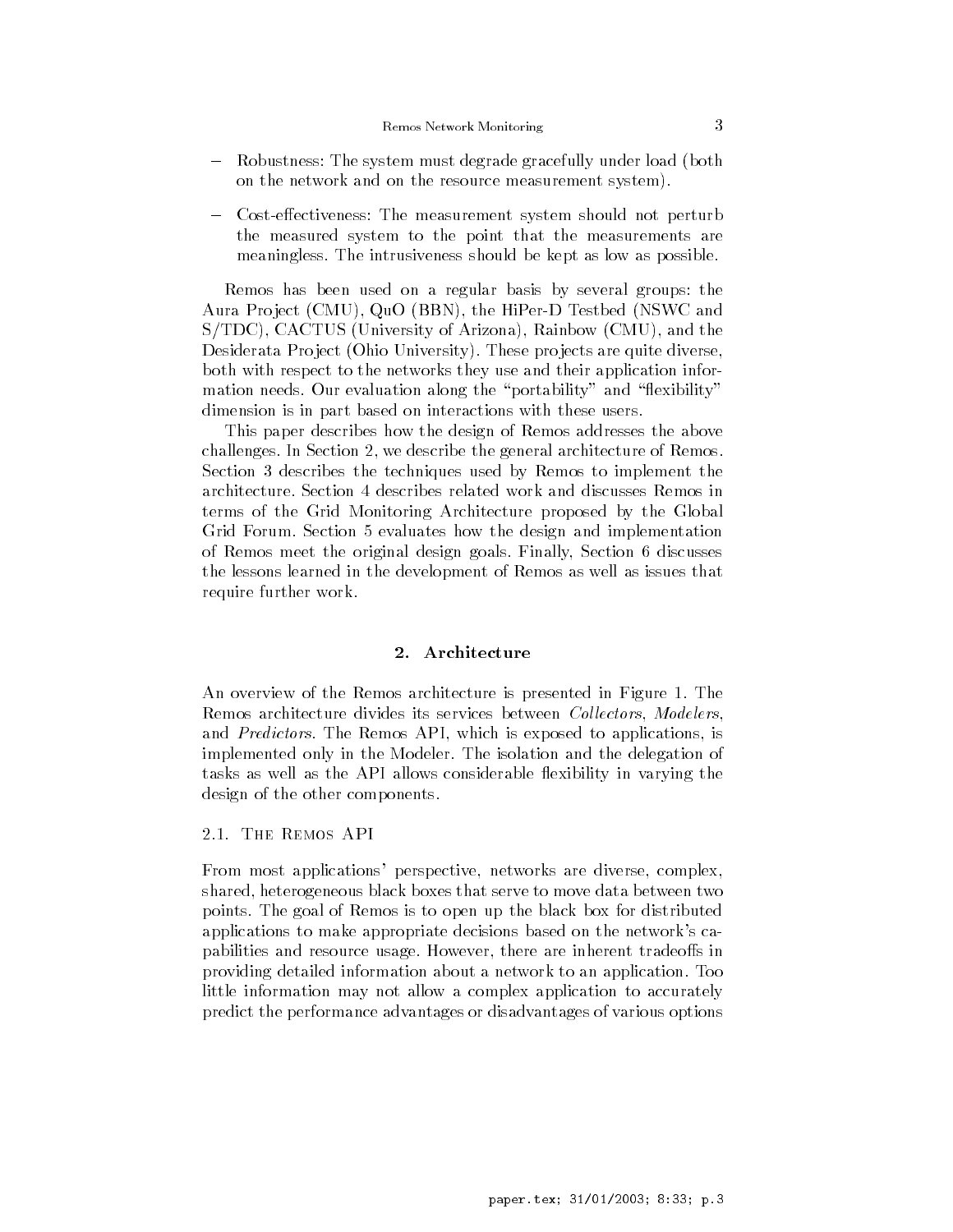- Robustness: The system must degrade gracefully under load (both on the network and on the resource measurement system).

- Cost-effectiveness: The measurement system should not perturb the measured system to the point that the measurements are meaningless. The intrusiveness should be kept as low as possible.

Remos has been used on a regular basis by several groups: the Aura Project (CMU), QuO (BBN), the HiPer-D Testbed (NSWC and S/TDC), CACTUS (University of Arizona), Rainbow (CMU), and the Desiderata Project (Ohio University). These projects are quite diverse, both with respect to the networks they use and their application information needs. Our evaluation along the "portability" and "flexibility" dimension is in part based on interactions with these users.

This paper describes how the design of Remos addresses the above challenges. In Section 2, we describe the general architecture of Remos. Section 3 describes the techniques used by Remos to implement the architecture. Section 4 describes related work and discusses Remos in terms of the Grid Monitoring Architecture proposed by the Global Grid Forum. Section 5 evaluates how the design and implementation of Remos meet the original design goals. Finally, Section 6 discusses the lessons learned in the development of Remos as well as issues that require further work.

## 2. Architecture

An overview of the Remos architecture is presented in Figure 1. The Remos architecture divides its services between *Collectors*, *Modelers*, and *Predictors*. The Remos API, which is exposed to applications, is implemented only in the Modeler. The isolation and the delegation of tasks as well as the API allows considerable flexibility in varying the design of the other components.

### 2.1. The Remos API

From most applications' perspective, networks are diverse, complex, shared, heterogeneous black boxes that serve to move data between two points. The goal of Remos is to open up the black box for distributed applications to make appropriate decisions based on the network's capabilities and resource usage. However, there are inherent tradeoffs in providing detailed information about a network to an application. Too little information may not allow a complex application to accurately predict the performance advantages or disadvantages of various options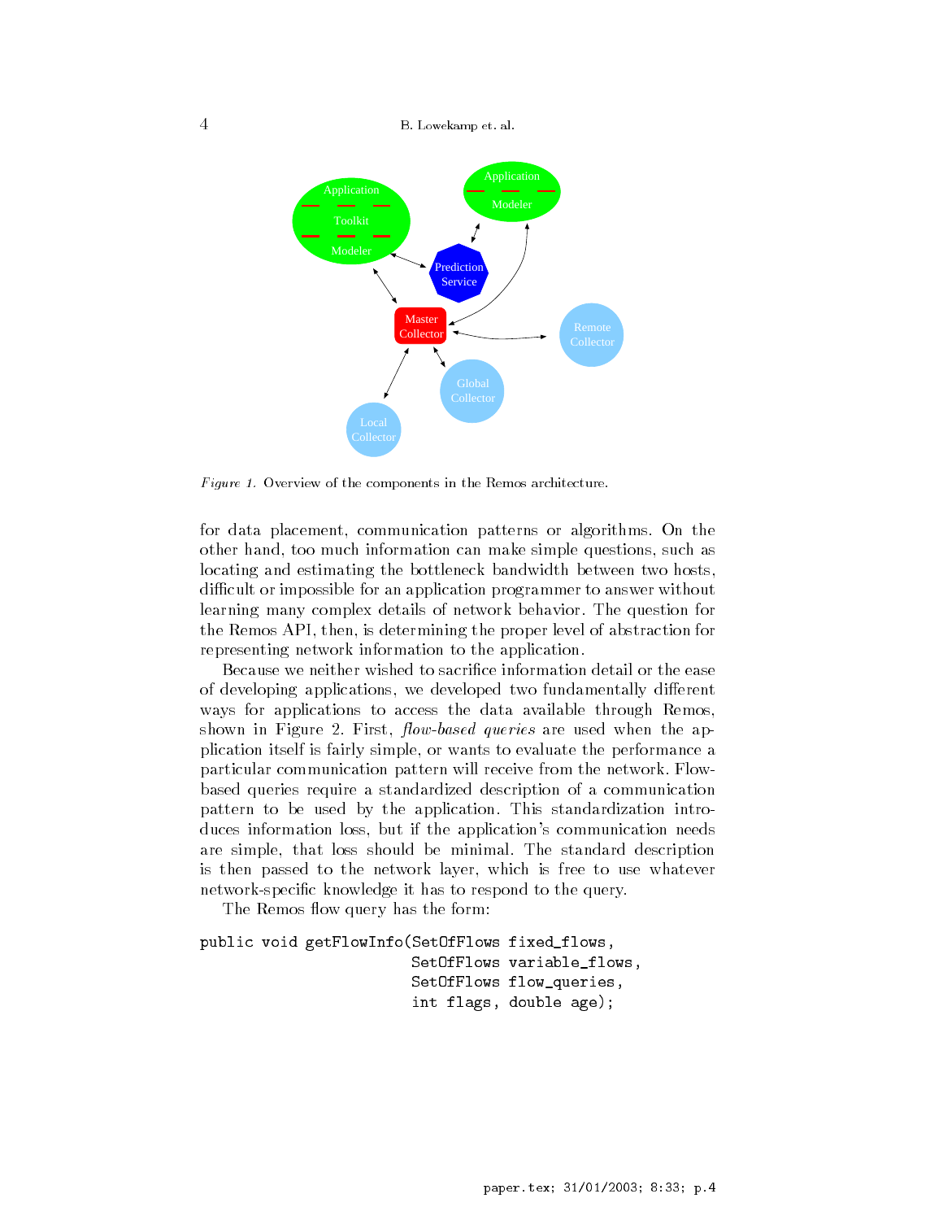*Figure 1.* Overview of the components in the Remos architecture.

for data placement, communication patterns or algorithms. On the other hand, too much information can make simple questions, such as locating and estimating the bottleneck bandwidth between two hosts, difficult or impossible for an application programmer to answer without learning many complex details of network behavior. The question for the Remos API, then, is determining the proper level of abstraction for representing network information to the application.

Because we neither wished to sacrifice information detail or the ease of developing applications, we developed two fundamentally different ways for applications to access the data available through Remos, shown in Figure 2. First, *flow-based queries* are used when the application itself is fairly simple, or wants to evaluate the performance a particular communication pattern will receive from the network. Flow-based queries require a standardized description of a communication pattern to be used by the application. This standardization introduces information loss, but if the application's communication needs are simple, that loss should be minimal. The standard description is then passed to the network layer, which is free to use whatever network-specific knowledge it has to respond to the query.

The Remos flow query has the form:

```
public void getFlowInfo(SetOfFlows fixed_flows,
                        SetOfFlows variable_flows,
                        SetOfFlows flow_queries,
                        int flags, double age);
```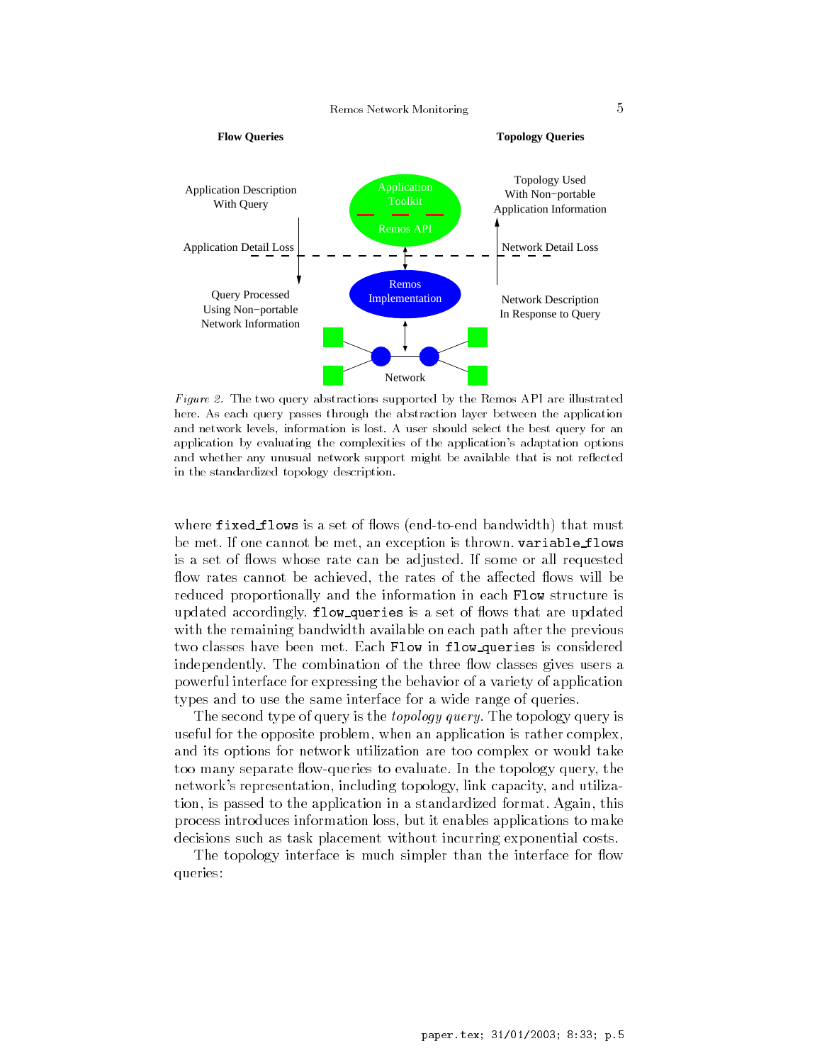Flow Queries

Topology Queries

Application Description With Query

Application Toolkit

Remos API

Topology Used With Non−portable Application Information

Application Detail Loss

Network Detail Loss

Query Processed Using Non−portable Network Information

Remos Implementation

Network Description In Response to Query

Network

*Figure 2.* The two query abstractions supported by the Remos API are illustrated here. As each query passes through the abstraction layer between the application and network levels, information is lost. A user should select the best query for an application by evaluating the complexities of the application's adaptation options and whether any unusual network support might be available that is not reflected in the standardized topology description.

where `fixed_flows` is a set of flows (end-to-end bandwidth) that must be met. If one cannot be met, an exception is thrown. `variable_flows` is a set of flows whose rate can be adjusted. If some or all requested flow rates cannot be achieved, the rates of the affected flows will be reduced proportionally and the information in each `Flow` structure is updated accordingly. `flow_queries` is a set of flows that are updated with the remaining bandwidth available on each path after the previous two classes have been met. Each `Flow` in `flow_queries` is considered independently. The combination of the three flow classes gives users a powerful interface for expressing the behavior of a variety of application types and to use the same interface for a wide range of queries.

The second type of query is the *topology query*. The topology query is useful for the opposite problem, when an application is rather complex, and its options for network utilization are too complex or would take too many separate flow-queries to evaluate. In the topology query, the network's representation, including topology, link capacity, and utilization, is passed to the application in a standardized format. Again, this process introduces information loss, but it enables applications to make decisions such as task placement without incurring exponential costs.

The topology interface is much simpler than the interface for flow queries: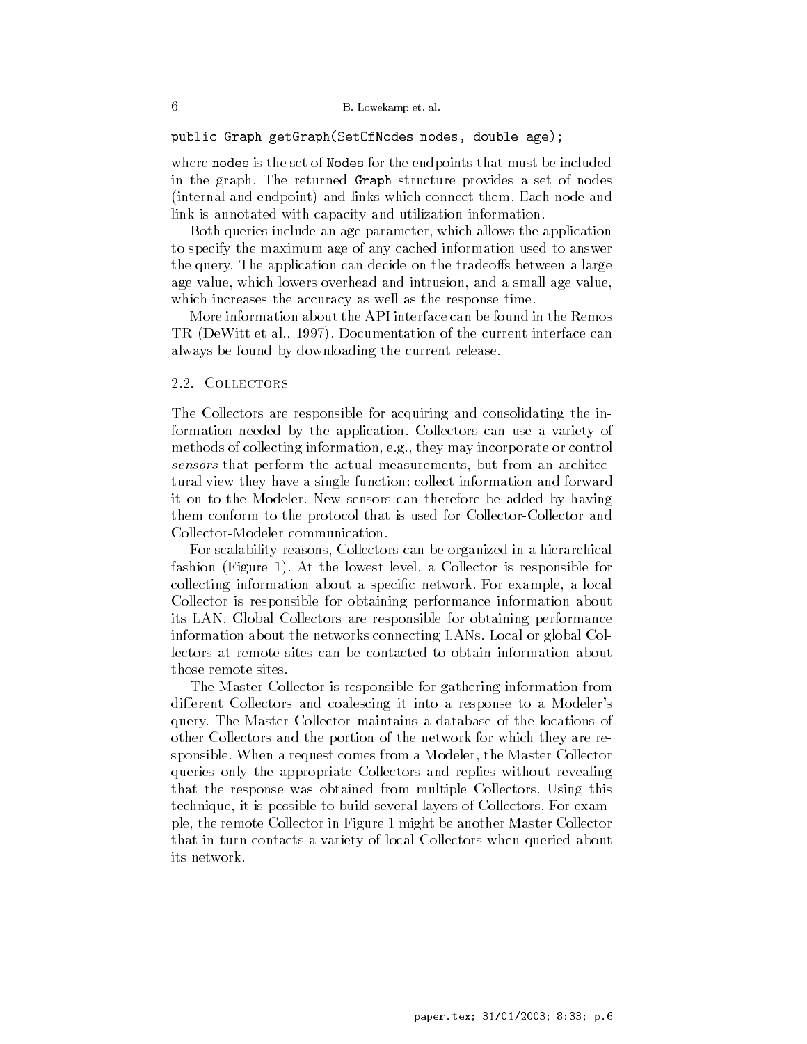```
public Graph getGraph(SetOfNodes nodes, double age);
```

where `nodes` is the set of `Nodes` for the endpoints that must be included in the graph. The returned `Graph` structure provides a set of nodes (internal and endpoint) and links which connect them. Each node and link is annotated with capacity and utilization information.

Both queries include an age parameter, which allows the application to specify the maximum age of any cached information used to answer the query. The application can decide on the tradeoffs between a large age value, which lowers overhead and intrusion, and a small age value, which increases the accuracy as well as the response time.

More information about the API interface can be found in the Remos TR (DeWitt et al., 1997). Documentation of the current interface can always be found by downloading the current release.

### 2.2. Collectors

The Collectors are responsible for acquiring and consolidating the information needed by the application. Collectors can use a variety of methods of collecting information, e.g., they may incorporate or control *sensors* that perform the actual measurements, but from an architectural view they have a single function: collect information and forward it on to the Modeler. New sensors can therefore be added by having them conform to the protocol that is used for Collector-Collector and Collector-Modeler communication.

For scalability reasons, Collectors can be organized in a hierarchical fashion (Figure 1). At the lowest level, a Collector is responsible for collecting information about a specific network. For example, a local Collector is responsible for obtaining performance information about its LAN. Global Collectors are responsible for obtaining performance information about the networks connecting LANs. Local or global Collectors at remote sites can be contacted to obtain information about those remote sites.

The Master Collector is responsible for gathering information from different Collectors and coalescing it into a response to a Modeler's query. The Master Collector maintains a database of the locations of other Collectors and the portion of the network for which they are responsible. When a request comes from a Modeler, the Master Collector queries only the appropriate Collectors and replies without revealing that the response was obtained from multiple Collectors. Using this technique, it is possible to build several layers of Collectors. For example, the remote Collector in Figure 1 might be another Master Collector that in turn contacts a variety of local Collectors when queried about its network.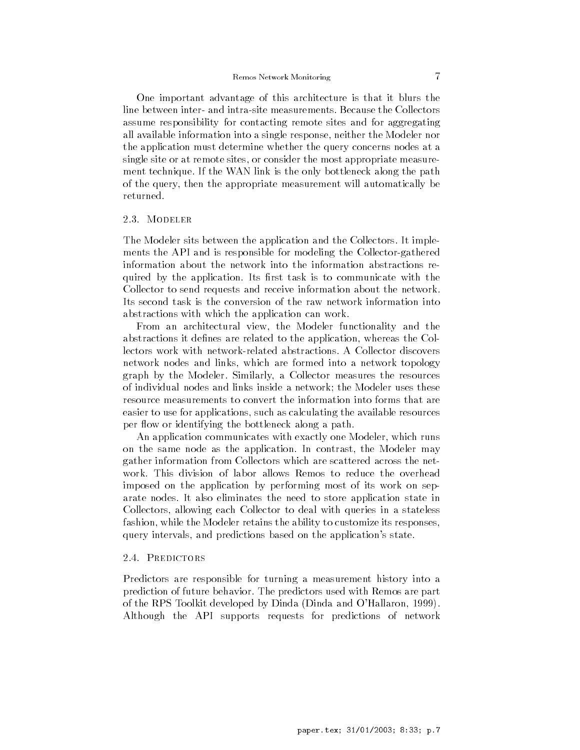One important advantage of this architecture is that it blurs the line between inter- and intra-site measurements. Because the Collectors assume responsibility for contacting remote sites and for aggregating all available information into a single response, neither the Modeler nor the application must determine whether the query concerns nodes at a single site or at remote sites, or consider the most appropriate measurement technique. If the WAN link is the only bottleneck along the path of the query, then the appropriate measurement will automatically be returned.

### 2.3. Modeler

The Modeler sits between the application and the Collectors. It implements the API and is responsible for modeling the Collector-gathered information about the network into the information abstractions required by the application. Its first task is to communicate with the Collector to send requests and receive information about the network. Its second task is the conversion of the raw network information into abstractions with which the application can work.

From an architectural view, the Modeler functionality and the abstractions it defines are related to the application, whereas the Collectors work with network-related abstractions. A Collector discovers network nodes and links, which are formed into a network topology graph by the Modeler. Similarly, a Collector measures the resources of individual nodes and links inside a network; the Modeler uses these resource measurements to convert the information into forms that are easier to use for applications, such as calculating the available resources per flow or identifying the bottleneck along a path.

An application communicates with exactly one Modeler, which runs on the same node as the application. In contrast, the Modeler may gather information from Collectors which are scattered across the network. This division of labor allows Remos to reduce the overhead imposed on the application by performing most of its work on separate nodes. It also eliminates the need to store application state in Collectors, allowing each Collector to deal with queries in a stateless fashion, while the Modeler retains the ability to customize its responses, query intervals, and predictions based on the application's state.

### 2.4. Predictors

Predictors are responsible for turning a measurement history into a prediction of future behavior. The predictors used with Remos are part of the RPS Toolkit developed by Dinda (Dinda and O'Hallaron, 1999). Although the API supports requests for predictions of network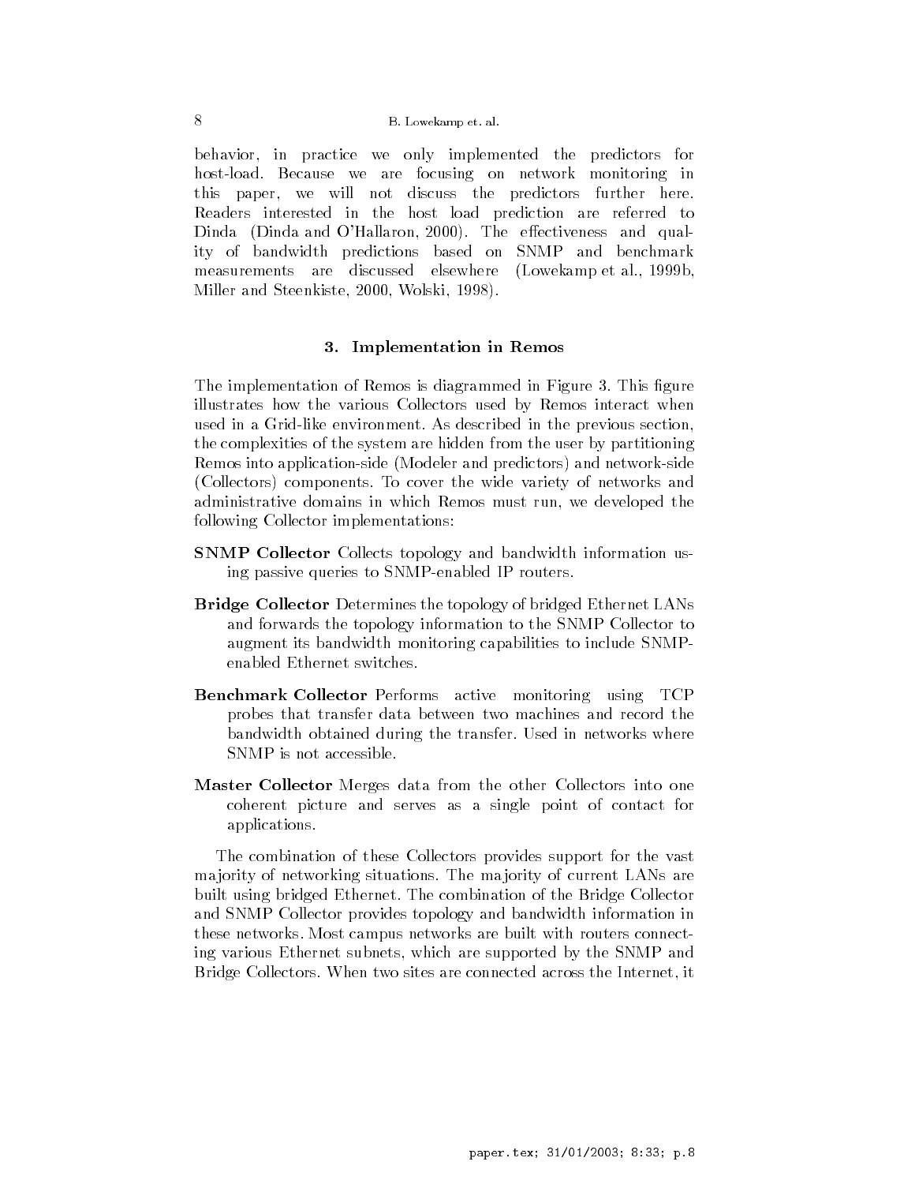behavior, in practice we only implemented the predictors for host-load. Because we are focusing on network monitoring in this paper, we will not discuss the predictors further here. Readers interested in the host load prediction are referred to Dinda (Dinda and O'Hallaron, 2000). The effectiveness and quality of bandwidth predictions based on SNMP and benchmark measurements are discussed elsewhere (Lowekamp et al., 1999b, Miller and Steenkiste, 2000, Wolski, 1998).

## 3. Implementation in Remos

The implementation of Remos is diagrammed in Figure 3. This figure illustrates how the various Collectors used by Remos interact when used in a Grid-like environment. As described in the previous section, the complexities of the system are hidden from the user by partitioning Remos into application-side (Modeler and predictors) and network-side (Collectors) components. To cover the wide variety of networks and administrative domains in which Remos must run, we developed the following Collector implementations:

- **SNMP Collector** Collects topology and bandwidth information using passive queries to SNMP-enabled IP routers.
- **Bridge Collector** Determines the topology of bridged Ethernet LANs and forwards the topology information to the SNMP Collector to augment its bandwidth monitoring capabilities to include SNMP-enabled Ethernet switches.
- **Benchmark Collector** Performs active monitoring using TCP probes that transfer data between two machines and record the bandwidth obtained during the transfer. Used in networks where SNMP is not accessible.
- **Master Collector** Merges data from the other Collectors into one coherent picture and serves as a single point of contact for applications.

The combination of these Collectors provides support for the vast majority of networking situations. The majority of current LANs are built using bridged Ethernet. The combination of the Bridge Collector and SNMP Collector provides topology and bandwidth information in these networks. Most campus networks are built with routers connecting various Ethernet subnets, which are supported by the SNMP and Bridge Collectors. When two sites are connected across the Internet, it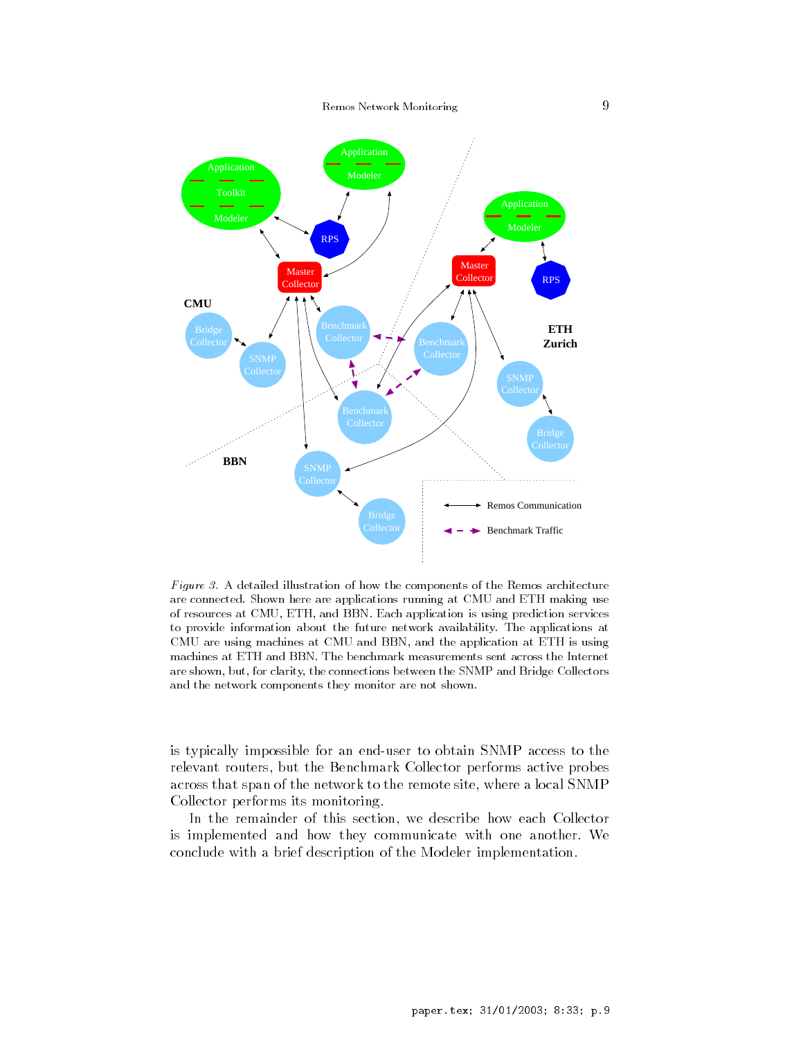*Figure 3.* A detailed illustration of how the components of the Remos architecture are connected. Shown here are applications running at CMU and ETH making use of resources at CMU, ETH, and BBN. Each application is using prediction services to provide information about the future network availability. The applications at CMU are using machines at CMU and BBN, and the application at ETH is using machines at ETH and BBN. The benchmark measurements sent across the Internet are shown, but, for clarity, the connections between the SNMP and Bridge Collectors and the network components they monitor are not shown.

is typically impossible for an end-user to obtain SNMP access to the relevant routers, but the Benchmark Collector performs active probes across that span of the network to the remote site, where a local SNMP Collector performs its monitoring.

In the remainder of this section, we describe how each Collector is implemented and how they communicate with one another. We conclude with a brief description of the Modeler implementation.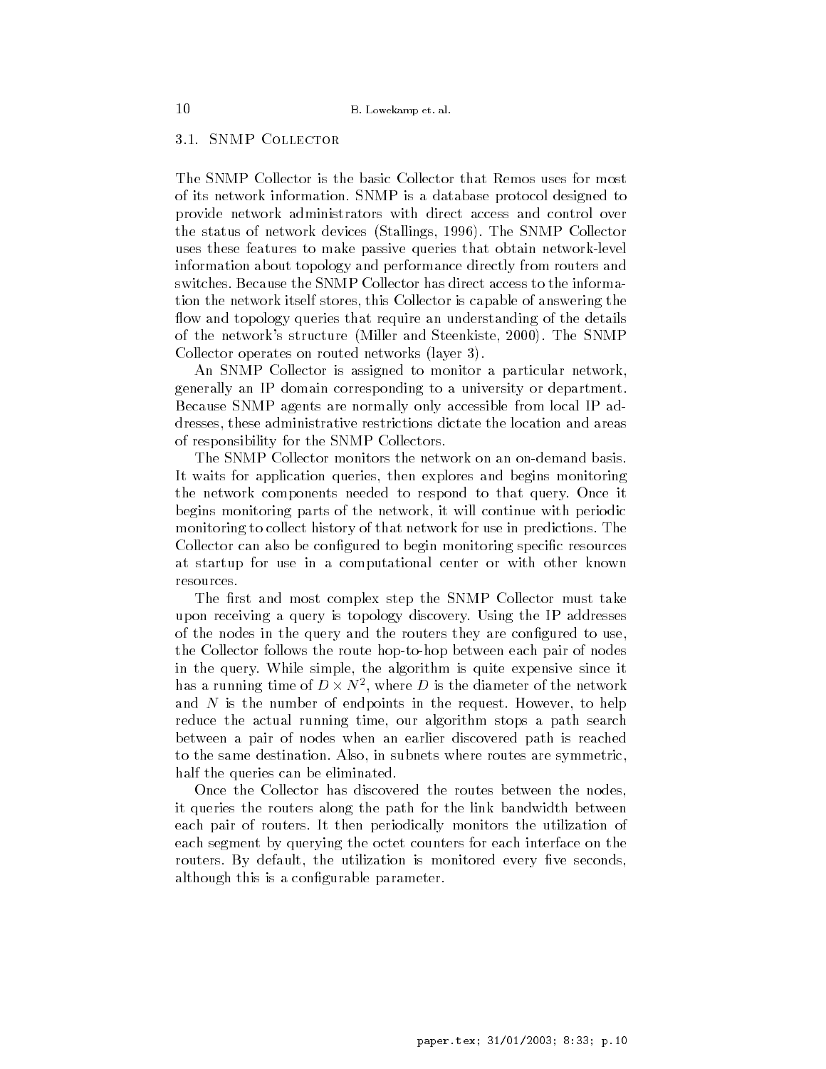### 3.1. SNMP Collector

The SNMP Collector is the basic Collector that Remos uses for most of its network information. SNMP is a database protocol designed to provide network administrators with direct access and control over the status of network devices (Stallings, 1996). The SNMP Collector uses these features to make passive queries that obtain network-level information about topology and performance directly from routers and switches. Because the SNMP Collector has direct access to the information the network itself stores, this Collector is capable of answering the flow and topology queries that require an understanding of the details of the network's structure (Miller and Steenkiste, 2000). The SNMP Collector operates on routed networks (layer 3).

An SNMP Collector is assigned to monitor a particular network, generally an IP domain corresponding to a university or department. Because SNMP agents are normally only accessible from local IP addresses, these administrative restrictions dictate the location and areas of responsibility for the SNMP Collectors.

The SNMP Collector monitors the network on an on-demand basis. It waits for application queries, then explores and begins monitoring the network components needed to respond to that query. Once it begins monitoring parts of the network, it will continue with periodic monitoring to collect history of that network for use in predictions. The Collector can also be configured to begin monitoring specific resources at startup for use in a computational center or with other known resources.

The first and most complex step the SNMP Collector must take upon receiving a query is topology discovery. Using the IP addresses of the nodes in the query and the routers they are configured to use, the Collector follows the route hop-to-hop between each pair of nodes in the query. While simple, the algorithm is quite expensive since it has a running time of $D \times N^2$, where $D$ is the diameter of the network and $N$ is the number of endpoints in the request. However, to help reduce the actual running time, our algorithm stops a path search between a pair of nodes when an earlier discovered path is reached to the same destination. Also, in subnets where routes are symmetric, half the queries can be eliminated.

Once the Collector has discovered the routes between the nodes, it queries the routers along the path for the link bandwidth between each pair of routers. It then periodically monitors the utilization of each segment by querying the octet counters for each interface on the routers. By default, the utilization is monitored every five seconds, although this is a configurable parameter.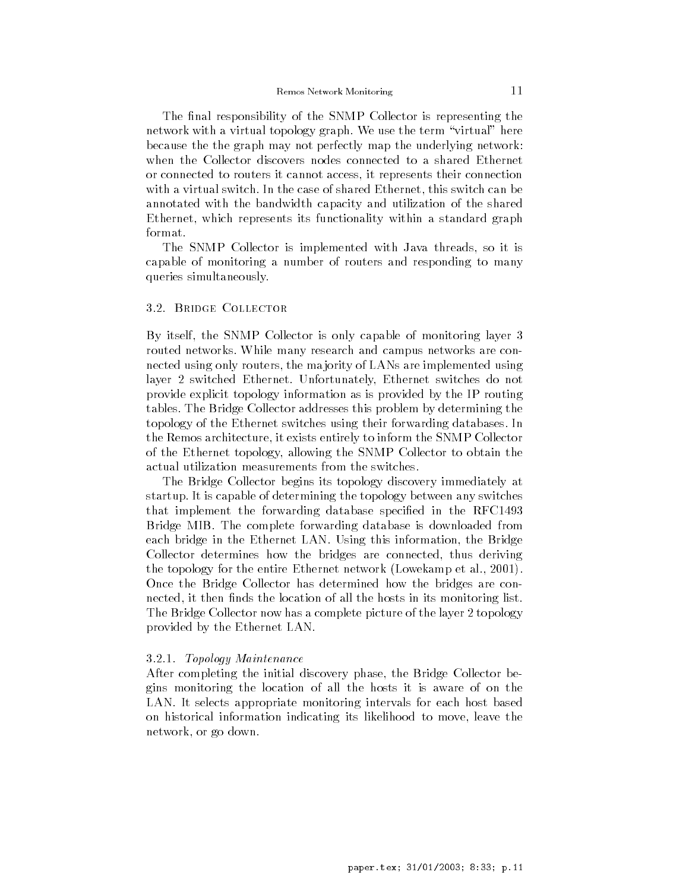The final responsibility of the SNMP Collector is representing the network with a virtual topology graph. We use the term "virtual" here because the the graph may not perfectly map the underlying network: when the Collector discovers nodes connected to a shared Ethernet or connected to routers it cannot access, it represents their connection with a virtual switch. In the case of shared Ethernet, this switch can be annotated with the bandwidth capacity and utilization of the shared Ethernet, which represents its functionality within a standard graph format.

The SNMP Collector is implemented with Java threads, so it is capable of monitoring a number of routers and responding to many queries simultaneously.

### 3.2. Bridge Collector

By itself, the SNMP Collector is only capable of monitoring layer 3 routed networks. While many research and campus networks are connected using only routers, the majority of LANs are implemented using layer 2 switched Ethernet. Unfortunately, Ethernet switches do not provide explicit topology information as is provided by the IP routing tables. The Bridge Collector addresses this problem by determining the topology of the Ethernet switches using their forwarding databases. In the Remos architecture, it exists entirely to inform the SNMP Collector of the Ethernet topology, allowing the SNMP Collector to obtain the actual utilization measurements from the switches.

The Bridge Collector begins its topology discovery immediately at startup. It is capable of determining the topology between any switches that implement the forwarding database specified in the RFC1493 Bridge MIB. The complete forwarding database is downloaded from each bridge in the Ethernet LAN. Using this information, the Bridge Collector determines how the bridges are connected, thus deriving the topology for the entire Ethernet network (Lowekamp et al., 2001). Once the Bridge Collector has determined how the bridges are connected, it then finds the location of all the hosts in its monitoring list. The Bridge Collector now has a complete picture of the layer 2 topology provided by the Ethernet LAN.

#### 3.2.1. *Topology Maintenance*

After completing the initial discovery phase, the Bridge Collector begins monitoring the location of all the hosts it is aware of on the LAN. It selects appropriate monitoring intervals for each host based on historical information indicating its likelihood to move, leave the network, or go down.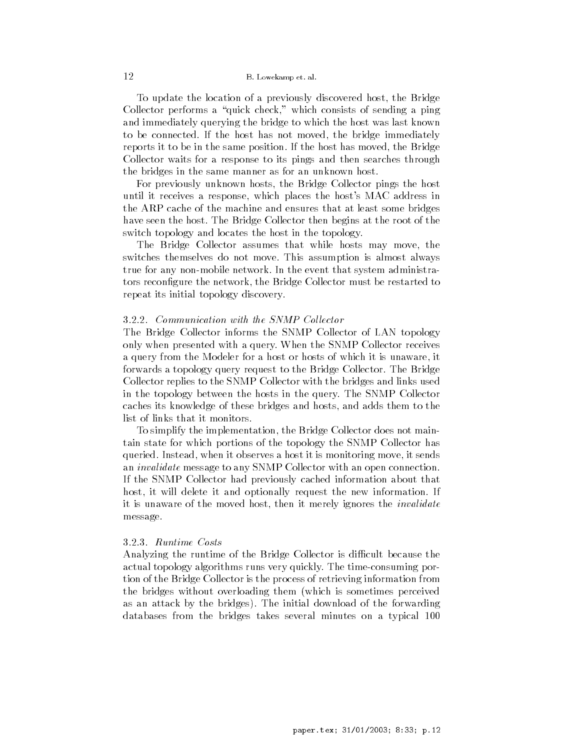To update the location of a previously discovered host, the Bridge Collector performs a "quick check," which consists of sending a ping and immediately querying the bridge to which the host was last known to be connected. If the host has not moved, the bridge immediately reports it to be in the same position. If the host has moved, the Bridge Collector waits for a response to its pings and then searches through the bridges in the same manner as for an unknown host.

For previously unknown hosts, the Bridge Collector pings the host until it receives a response, which places the host's MAC address in the ARP cache of the machine and ensures that at least some bridges have seen the host. The Bridge Collector then begins at the root of the switch topology and locates the host in the topology.

The Bridge Collector assumes that while hosts may move, the switches themselves do not move. This assumption is almost always true for any non-mobile network. In the event that system administrators reconfigure the network, the Bridge Collector must be restarted to repeat its initial topology discovery.

### 3.2.2. *Communication with the SNMP Collector*

The Bridge Collector informs the SNMP Collector of LAN topology only when presented with a query. When the SNMP Collector receives a query from the Modeler for a host or hosts of which it is unaware, it forwards a topology query request to the Bridge Collector. The Bridge Collector replies to the SNMP Collector with the bridges and links used in the topology between the hosts in the query. The SNMP Collector caches its knowledge of these bridges and hosts, and adds them to the list of links that it monitors.

To simplify the implementation, the Bridge Collector does not maintain state for which portions of the topology the SNMP Collector has queried. Instead, when it observes a host it is monitoring move, it sends an *invalidate* message to any SNMP Collector with an open connection. If the SNMP Collector had previously cached information about that host, it will delete it and optionally request the new information. If it is unaware of the moved host, then it merely ignores the *invalidate* message.

### 3.2.3. *Runtime Costs*

Analyzing the runtime of the Bridge Collector is difficult because the actual topology algorithms runs very quickly. The time-consuming portion of the Bridge Collector is the process of retrieving information from the bridges without overloading them (which is sometimes perceived as an attack by the bridges). The initial download of the forwarding databases from the bridges takes several minutes on a typical 100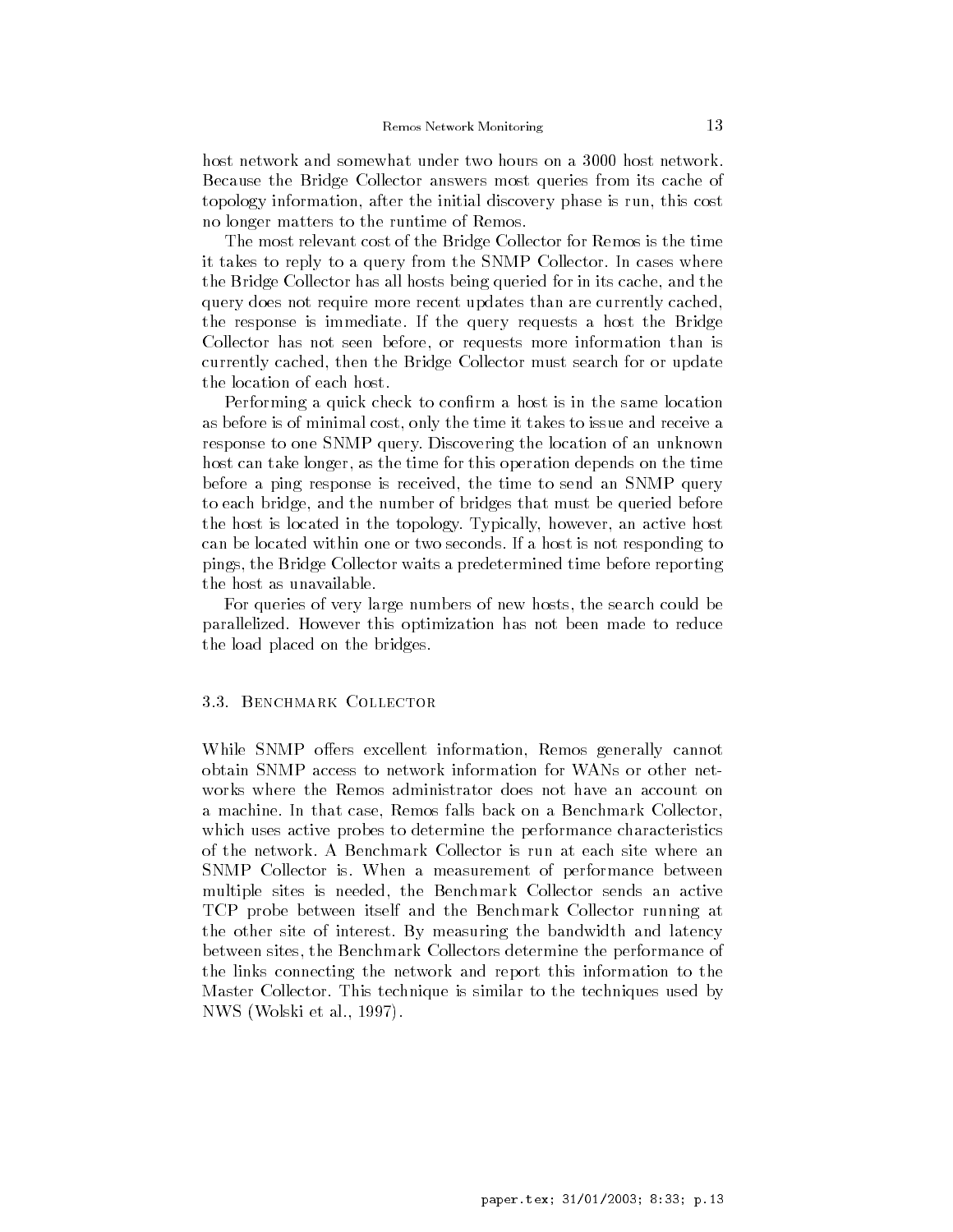host network and somewhat under two hours on a 3000 host network. Because the Bridge Collector answers most queries from its cache of topology information, after the initial discovery phase is run, this cost no longer matters to the runtime of Remos.

The most relevant cost of the Bridge Collector for Remos is the time it takes to reply to a query from the SNMP Collector. In cases where the Bridge Collector has all hosts being queried for in its cache, and the query does not require more recent updates than are currently cached, the response is immediate. If the query requests a host the Bridge Collector has not seen before, or requests more information than is currently cached, then the Bridge Collector must search for or update the location of each host.

Performing a quick check to confirm a host is in the same location as before is of minimal cost, only the time it takes to issue and receive a response to one SNMP query. Discovering the location of an unknown host can take longer, as the time for this operation depends on the time before a ping response is received, the time to send an SNMP query to each bridge, and the number of bridges that must be queried before the host is located in the topology. Typically, however, an active host can be located within one or two seconds. If a host is not responding to pings, the Bridge Collector waits a predetermined time before reporting the host as unavailable.

For queries of very large numbers of new hosts, the search could be parallelized. However this optimization has not been made to reduce the load placed on the bridges.

### 3.3. Benchmark Collector

While SNMP offers excellent information, Remos generally cannot obtain SNMP access to network information for WANs or other networks where the Remos administrator does not have an account on a machine. In that case, Remos falls back on a Benchmark Collector, which uses active probes to determine the performance characteristics of the network. A Benchmark Collector is run at each site where an SNMP Collector is. When a measurement of performance between multiple sites is needed, the Benchmark Collector sends an active TCP probe between itself and the Benchmark Collector running at the other site of interest. By measuring the bandwidth and latency between sites, the Benchmark Collectors determine the performance of the links connecting the network and report this information to the Master Collector. This technique is similar to the techniques used by NWS (Wolski et al., 1997).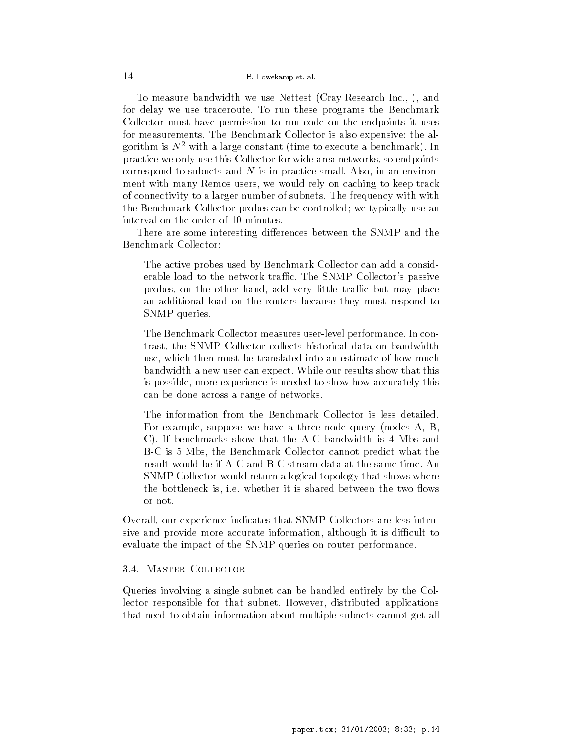To measure bandwidth we use Nettest (Cray Research Inc., ), and for delay we use traceroute. To run these programs the Benchmark Collector must have permission to run code on the endpoints it uses for measurements. The Benchmark Collector is also expensive: the algorithm is $N^2$ with a large constant (time to execute a benchmark). In practice we only use this Collector for wide area networks, so endpoints correspond to subnets and $N$ is in practice small. Also, in an environment with many Remos users, we would rely on caching to keep track of connectivity to a larger number of subnets. The frequency with with the Benchmark Collector probes can be controlled; we typically use an interval on the order of 10 minutes.

There are some interesting differences between the SNMP and the Benchmark Collector:

- The active probes used by Benchmark Collector can add a considerable load to the network traffic. The SNMP Collector's passive probes, on the other hand, add very little traffic but may place an additional load on the routers because they must respond to SNMP queries.

- The Benchmark Collector measures user-level performance. In contrast, the SNMP Collector collects historical data on bandwidth use, which then must be translated into an estimate of how much bandwidth a new user can expect. While our results show that this is possible, more experience is needed to show how accurately this can be done across a range of networks.

- The information from the Benchmark Collector is less detailed. For example, suppose we have a three node query (nodes A, B, C). If benchmarks show that the A-C bandwidth is 4 Mbs and B-C is 5 Mbs, the Benchmark Collector cannot predict what the result would be if A-C and B-C stream data at the same time. An SNMP Collector would return a logical topology that shows where the bottleneck is, i.e. whether it is shared between the two flows or not.

Overall, our experience indicates that SNMP Collectors are less intrusive and provide more accurate information, although it is difficult to evaluate the impact of the SNMP queries on router performance.

### 3.4. Master Collector

Queries involving a single subnet can be handled entirely by the Collector responsible for that subnet. However, distributed applications that need to obtain information about multiple subnets cannot get all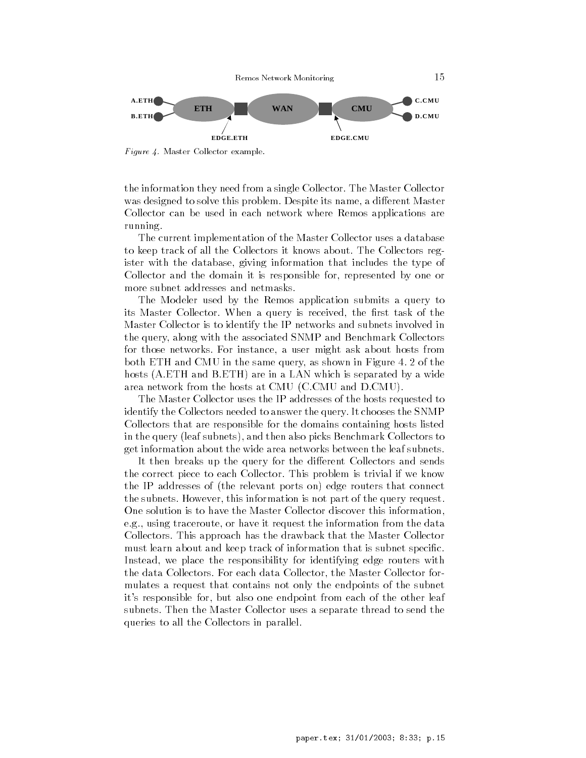A.ETH
B.ETH
ETH
WAN
CMU
C.CMU
D.CMU
EDGE.ETH
EDGE.CMU

*Figure 4.* Master Collector example.

the information they need from a single Collector. The Master Collector was designed to solve this problem. Despite its name, a different Master Collector can be used in each network where Remos applications are running.

The current implementation of the Master Collector uses a database to keep track of all the Collectors it knows about. The Collectors register with the database, giving information that includes the type of Collector and the domain it is responsible for, represented by one or more subnet addresses and netmasks.

The Modeler used by the Remos application submits a query to its Master Collector. When a query is received, the first task of the Master Collector is to identify the IP networks and subnets involved in the query, along with the associated SNMP and Benchmark Collectors for those networks. For instance, a user might ask about hosts from both ETH and CMU in the same query, as shown in Figure 4. 2 of the hosts (A.ETH and B.ETH) are in a LAN which is separated by a wide area network from the hosts at CMU (C.CMU and D.CMU).

The Master Collector uses the IP addresses of the hosts requested to identify the Collectors needed to answer the query. It chooses the SNMP Collectors that are responsible for the domains containing hosts listed in the query (leaf subnets), and then also picks Benchmark Collectors to get information about the wide area networks between the leaf subnets.

It then breaks up the query for the different Collectors and sends the correct piece to each Collector. This problem is trivial if we know the IP addresses of (the relevant ports on) edge routers that connect the subnets. However, this information is not part of the query request. One solution is to have the Master Collector discover this information, e.g., using traceroute, or have it request the information from the data Collectors. This approach has the drawback that the Master Collector must learn about and keep track of information that is subnet specific. Instead, we place the responsibility for identifying edge routers with the data Collectors. For each data Collector, the Master Collector formulates a request that contains not only the endpoints of the subnet it's responsible for, but also one endpoint from each of the other leaf subnets. Then the Master Collector uses a separate thread to send the queries to all the Collectors in parallel.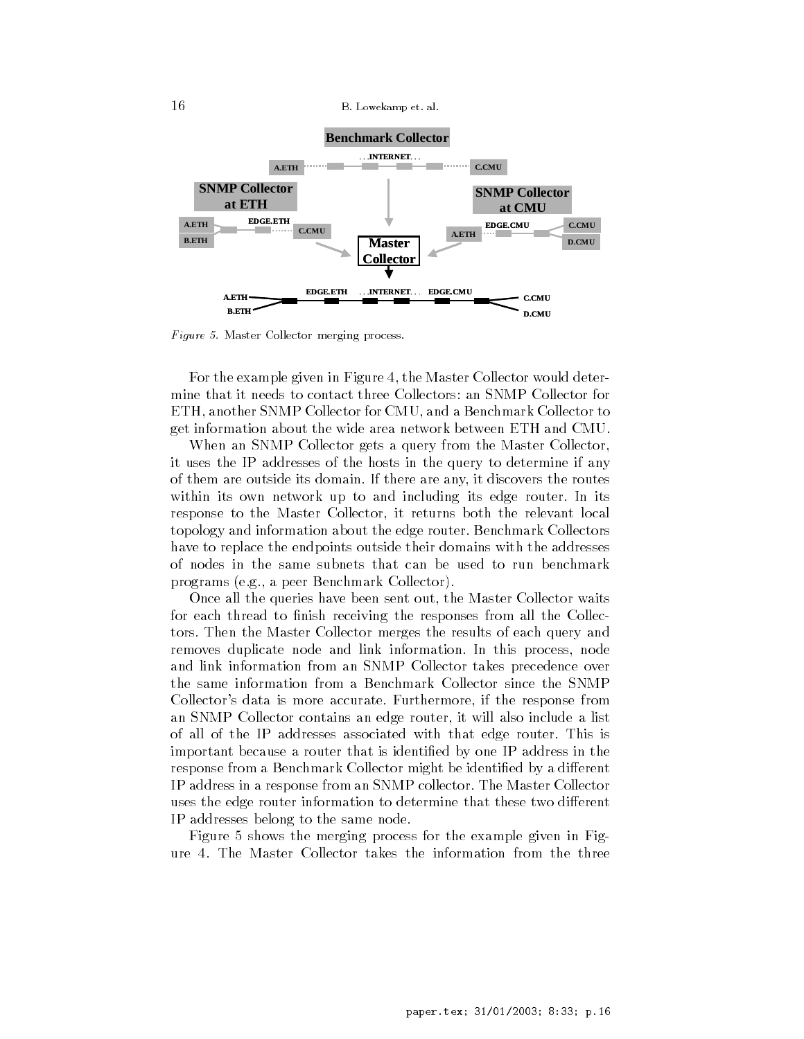*Figure 5.* Master Collector merging process.

For the example given in Figure 4, the Master Collector would determine that it needs to contact three Collectors: an SNMP Collector for ETH, another SNMP Collector for CMU, and a Benchmark Collector to get information about the wide area network between ETH and CMU.

When an SNMP Collector gets a query from the Master Collector, it uses the IP addresses of the hosts in the query to determine if any of them are outside its domain. If there are any, it discovers the routes within its own network up to and including its edge router. In its response to the Master Collector, it returns both the relevant local topology and information about the edge router. Benchmark Collectors have to replace the endpoints outside their domains with the addresses of nodes in the same subnets that can be used to run benchmark programs (e.g., a peer Benchmark Collector).

Once all the queries have been sent out, the Master Collector waits for each thread to finish receiving the responses from all the Collectors. Then the Master Collector merges the results of each query and removes duplicate node and link information. In this process, node and link information from an SNMP Collector takes precedence over the same information from a Benchmark Collector since the SNMP Collector's data is more accurate. Furthermore, if the response from an SNMP Collector contains an edge router, it will also include a list of all of the IP addresses associated with that edge router. This is important because a router that is identified by one IP address in the response from a Benchmark Collector might be identified by a different IP address in a response from an SNMP collector. The Master Collector uses the edge router information to determine that these two different IP addresses belong to the same node.

Figure 5 shows the merging process for the example given in Figure 4. The Master Collector takes the information from the three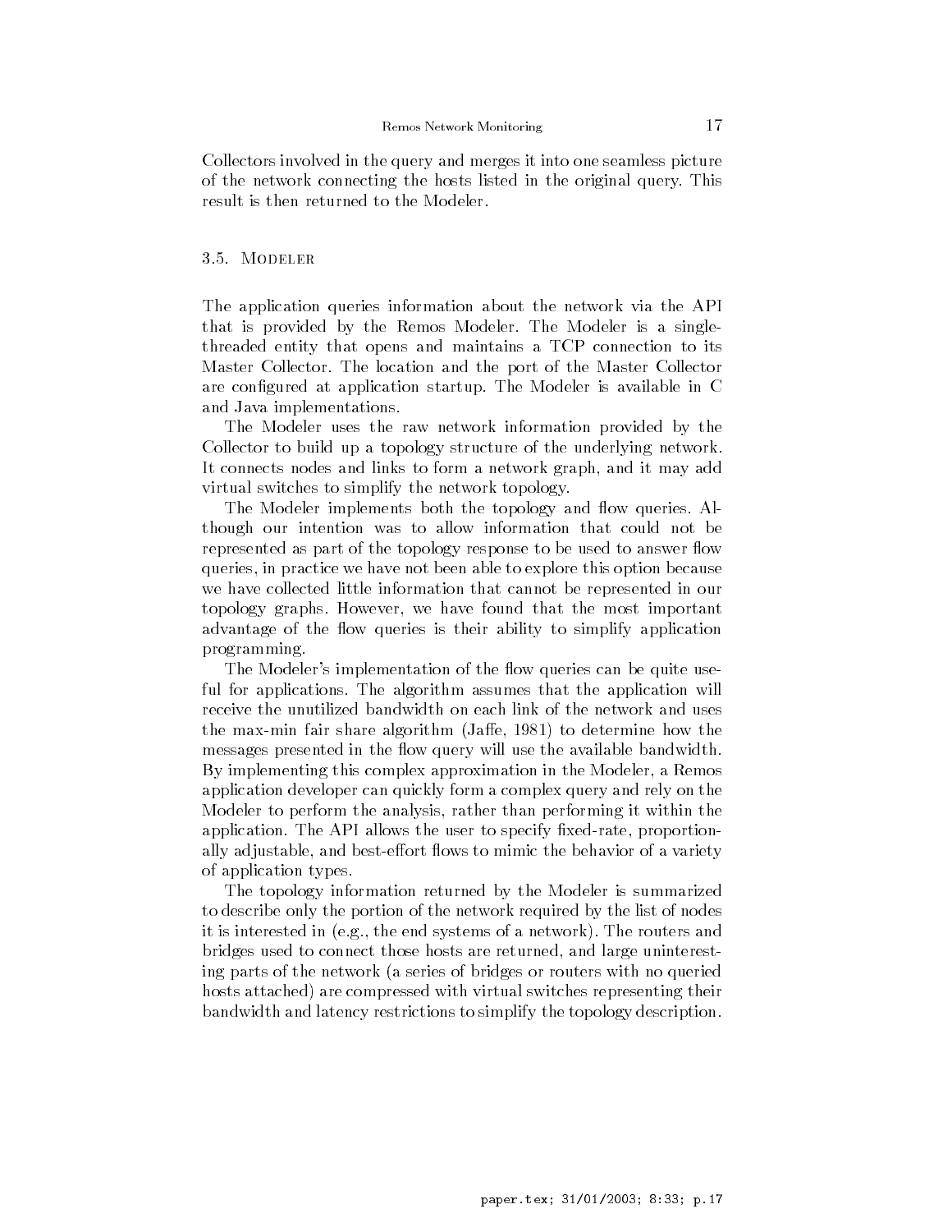Collectors involved in the query and merges it into one seamless picture of the network connecting the hosts listed in the original query. This result is then returned to the Modeler.

### 3.5. Modeler

The application queries information about the network via the API that is provided by the Remos Modeler. The Modeler is a single-threaded entity that opens and maintains a TCP connection to its Master Collector. The location and the port of the Master Collector are configured at application startup. The Modeler is available in C and Java implementations.

The Modeler uses the raw network information provided by the Collector to build up a topology structure of the underlying network. It connects nodes and links to form a network graph, and it may add virtual switches to simplify the network topology.

The Modeler implements both the topology and flow queries. Although our intention was to allow information that could not be represented as part of the topology response to be used to answer flow queries, in practice we have not been able to explore this option because we have collected little information that cannot be represented in our topology graphs. However, we have found that the most important advantage of the flow queries is their ability to simplify application programming.

The Modeler's implementation of the flow queries can be quite useful for applications. The algorithm assumes that the application will receive the unutilized bandwidth on each link of the network and uses the max-min fair share algorithm (Jaffe, 1981) to determine how the messages presented in the flow query will use the available bandwidth. By implementing this complex approximation in the Modeler, a Remos application developer can quickly form a complex query and rely on the Modeler to perform the analysis, rather than performing it within the application. The API allows the user to specify fixed-rate, proportionally adjustable, and best-effort flows to mimic the behavior of a variety of application types.

The topology information returned by the Modeler is summarized to describe only the portion of the network required by the list of nodes it is interested in (e.g., the end systems of a network). The routers and bridges used to connect those hosts are returned, and large uninteresting parts of the network (a series of bridges or routers with no queried hosts attached) are compressed with virtual switches representing their bandwidth and latency restrictions to simplify the topology description.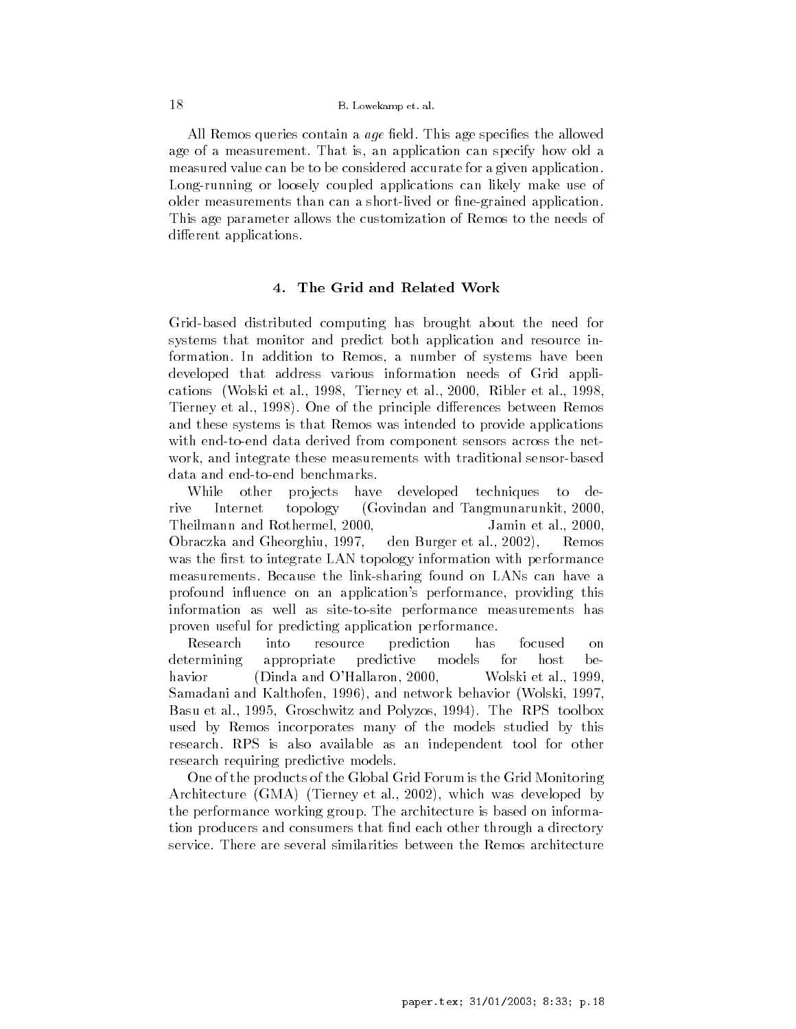All Remos queries contain a *age* field. This age specifies the allowed age of a measurement. That is, an application can specify how old a measured value can be to be considered accurate for a given application. Long-running or loosely coupled applications can likely make use of older measurements than can a short-lived or fine-grained application. This age parameter allows the customization of Remos to the needs of different applications.

## 4. The Grid and Related Work

Grid-based distributed computing has brought about the need for systems that monitor and predict both application and resource information. In addition to Remos, a number of systems have been developed that address various information needs of Grid applications (Wolski et al., 1998, Tierney et al., 2000, Ribler et al., 1998, Tierney et al., 1998). One of the principle differences between Remos and these systems is that Remos was intended to provide applications with end-to-end data derived from component sensors across the network, and integrate these measurements with traditional sensor-based data and end-to-end benchmarks.

While other projects have developed techniques to derive Internet topology (Govindan and Tangmunarunkit, 2000, Theilmann and Rothermel, 2000, Jamin et al., 2000, Obraczka and Gheorghiu, 1997, den Burger et al., 2002), Remos was the first to integrate LAN topology information with performance measurements. Because the link-sharing found on LANs can have a profound influence on an application's performance, providing this information as well as site-to-site performance measurements has proven useful for predicting application performance.

Research into resource prediction has focused on determining appropriate predictive models for host behavior (Dinda and O'Hallaron, 2000, Wolski et al., 1999, Samadani and Kalthofen, 1996), and network behavior (Wolski, 1997, Basu et al., 1995, Groschwitz and Polyzos, 1994). The RPS toolbox used by Remos incorporates many of the models studied by this research. RPS is also available as an independent tool for other research requiring predictive models.

One of the products of the Global Grid Forum is the Grid Monitoring Architecture (GMA) (Tierney et al., 2002), which was developed by the performance working group. The architecture is based on information producers and consumers that find each other through a directory service. There are several similarities between the Remos architecture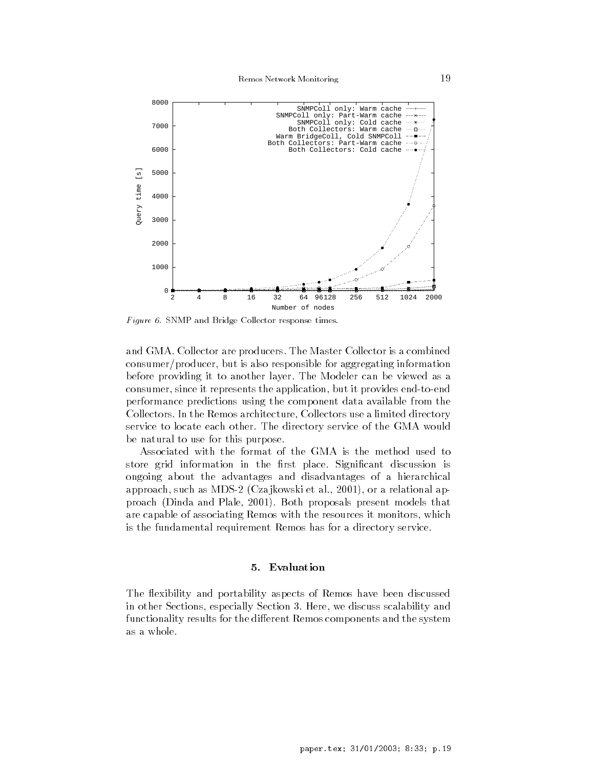*Figure 6.* SNMP and Bridge Collector response times.

and GMA. Collector are producers. The Master Collector is a combined consumer/producer, but is also responsible for aggregating information before providing it to another layer. The Modeler can be viewed as a consumer, since it represents the application, but it provides end-to-end performance predictions using the component data available from the Collectors. In the Remos architecture, Collectors use a limited directory service to locate each other. The directory service of the GMA would be natural to use for this purpose.

Associated with the format of the GMA is the method used to store grid information in the first place. Significant discussion is ongoing about the advantages and disadvantages of a hierarchical approach, such as MDS-2 (Czajkowski et al., 2001), or a relational approach (Dinda and Plale, 2001). Both proposals present models that are capable of associating Remos with the resources it monitors, which is the fundamental requirement Remos has for a directory service.

## 5. Evaluation

The flexibility and portability aspects of Remos have been discussed in other Sections, especially Section 3. Here, we discuss scalability and functionality results for the different Remos components and the system as a whole.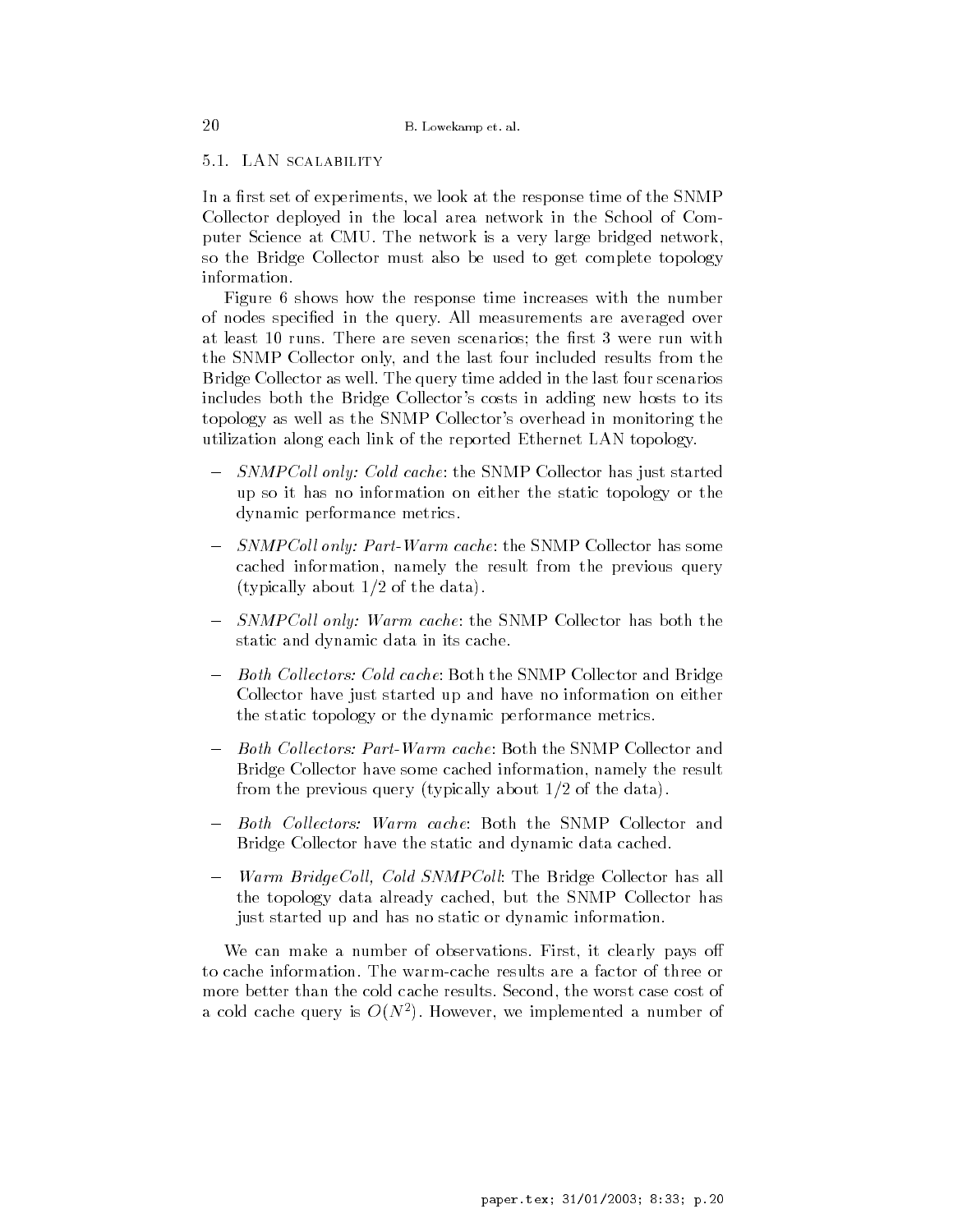### 5.1. LAN scalability

In a first set of experiments, we look at the response time of the SNMP Collector deployed in the local area network in the School of Computer Science at CMU. The network is a very large bridged network, so the Bridge Collector must also be used to get complete topology information.

Figure 6 shows how the response time increases with the number of nodes specified in the query. All measurements are averaged over at least 10 runs. There are seven scenarios; the first 3 were run with the SNMP Collector only, and the last four included results from the Bridge Collector as well. The query time added in the last four scenarios includes both the Bridge Collector's costs in adding new hosts to its topology as well as the SNMP Collector's overhead in monitoring the utilization along each link of the reported Ethernet LAN topology.

- *SNMPColl only: Cold cache*: the SNMP Collector has just started up so it has no information on either the static topology or the dynamic performance metrics.
- *SNMPColl only: Part-Warm cache*: the SNMP Collector has some cached information, namely the result from the previous query (typically about 1/2 of the data).
- *SNMPColl only: Warm cache*: the SNMP Collector has both the static and dynamic data in its cache.
- *Both Collectors: Cold cache*: Both the SNMP Collector and Bridge Collector have just started up and have no information on either the static topology or the dynamic performance metrics.
- *Both Collectors: Part-Warm cache*: Both the SNMP Collector and Bridge Collector have some cached information, namely the result from the previous query (typically about 1/2 of the data).
- *Both Collectors: Warm cache*: Both the SNMP Collector and Bridge Collector have the static and dynamic data cached.
- *Warm BridgeColl, Cold SNMPColl*: The Bridge Collector has all the topology data already cached, but the SNMP Collector has just started up and has no static or dynamic information.

We can make a number of observations. First, it clearly pays off to cache information. The warm-cache results are a factor of three or more better than the cold cache results. Second, the worst case cost of a cold cache query is $O(N^2)$. However, we implemented a number of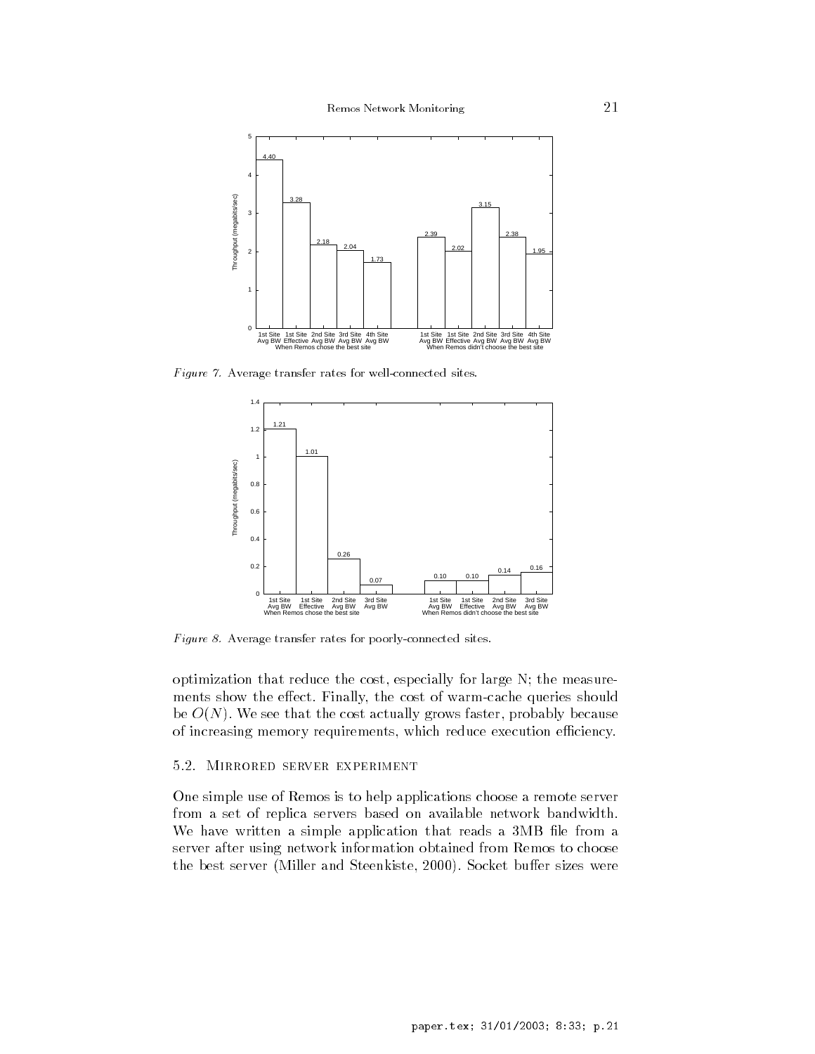*Figure 7.* Average transfer rates for well-connected sites.

*Figure 8.* Average transfer rates for poorly-connected sites.

optimization that reduce the cost, especially for large N; the measurements show the effect. Finally, the cost of warm-cache queries should be $O(N)$. We see that the cost actually grows faster, probably because of increasing memory requirements, which reduce execution efficiency.

### 5.2. Mirrored server experiment

One simple use of Remos is to help applications choose a remote server from a set of replica servers based on available network bandwidth. We have written a simple application that reads a 3MB file from a server after using network information obtained from Remos to choose the best server (Miller and Steenkiste, 2000). Socket buffer sizes were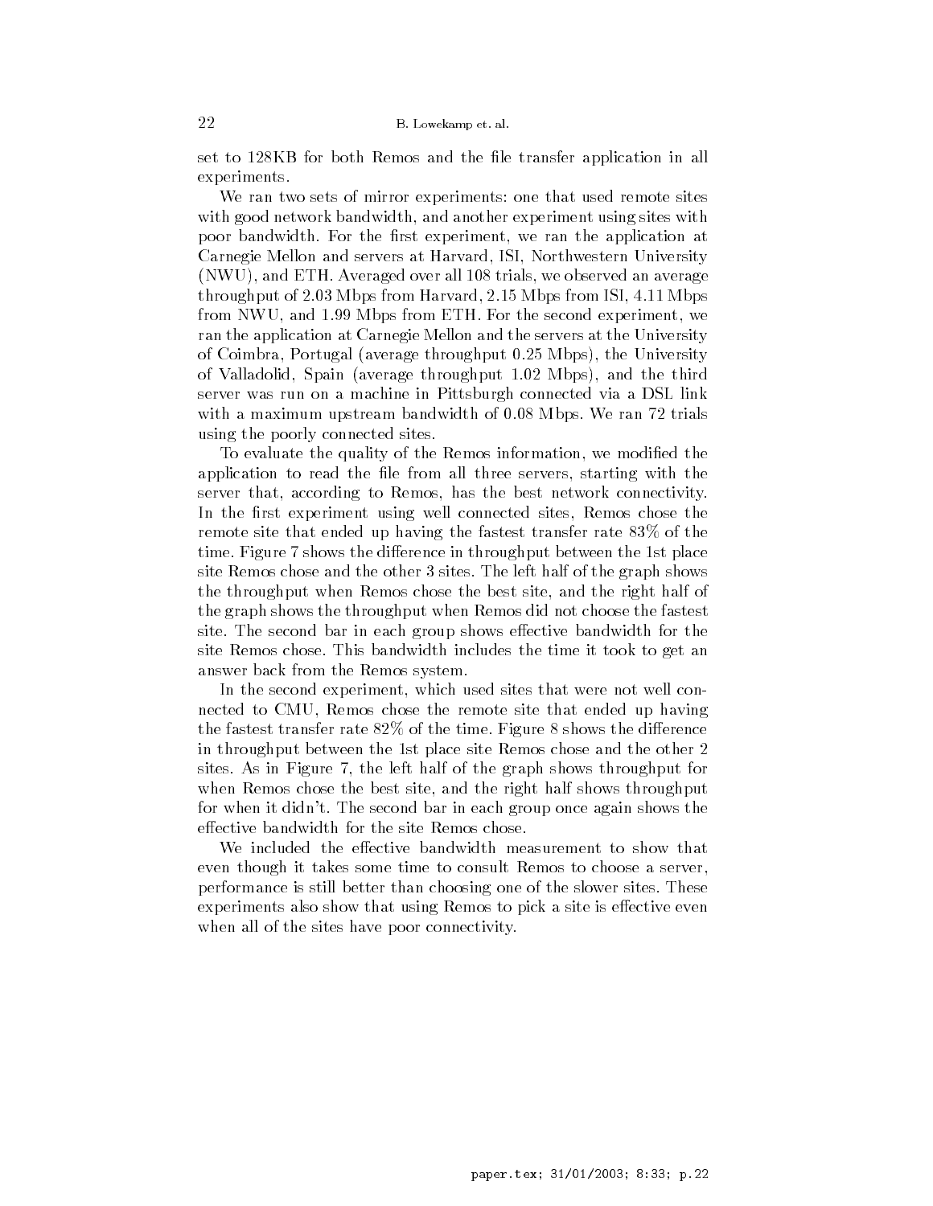set to 128KB for both Remos and the file transfer application in all experiments.

We ran two sets of mirror experiments: one that used remote sites with good network bandwidth, and another experiment using sites with poor bandwidth. For the first experiment, we ran the application at Carnegie Mellon and servers at Harvard, ISI, Northwestern University (NWU), and ETH. Averaged over all 108 trials, we observed an average throughput of 2.03 Mbps from Harvard, 2.15 Mbps from ISI, 4.11 Mbps from NWU, and 1.99 Mbps from ETH. For the second experiment, we ran the application at Carnegie Mellon and the servers at the University of Coimbra, Portugal (average throughput 0.25 Mbps), the University of Valladolid, Spain (average throughput 1.02 Mbps), and the third server was run on a machine in Pittsburgh connected via a DSL link with a maximum upstream bandwidth of 0.08 Mbps. We ran 72 trials using the poorly connected sites.

To evaluate the quality of the Remos information, we modified the application to read the file from all three servers, starting with the server that, according to Remos, has the best network connectivity. In the first experiment using well connected sites, Remos chose the remote site that ended up having the fastest transfer rate 83% of the time. Figure 7 shows the difference in throughput between the 1st place site Remos chose and the other 3 sites. The left half of the graph shows the throughput when Remos chose the best site, and the right half of the graph shows the throughput when Remos did not choose the fastest site. The second bar in each group shows effective bandwidth for the site Remos chose. This bandwidth includes the time it took to get an answer back from the Remos system.

In the second experiment, which used sites that were not well connected to CMU, Remos chose the remote site that ended up having the fastest transfer rate 82% of the time. Figure 8 shows the difference in throughput between the 1st place site Remos chose and the other 2 sites. As in Figure 7, the left half of the graph shows throughput for when Remos chose the best site, and the right half shows throughput for when it didn't. The second bar in each group once again shows the effective bandwidth for the site Remos chose.

We included the effective bandwidth measurement to show that even though it takes some time to consult Remos to choose a server, performance is still better than choosing one of the slower sites. These experiments also show that using Remos to pick a site is effective even when all of the sites have poor connectivity.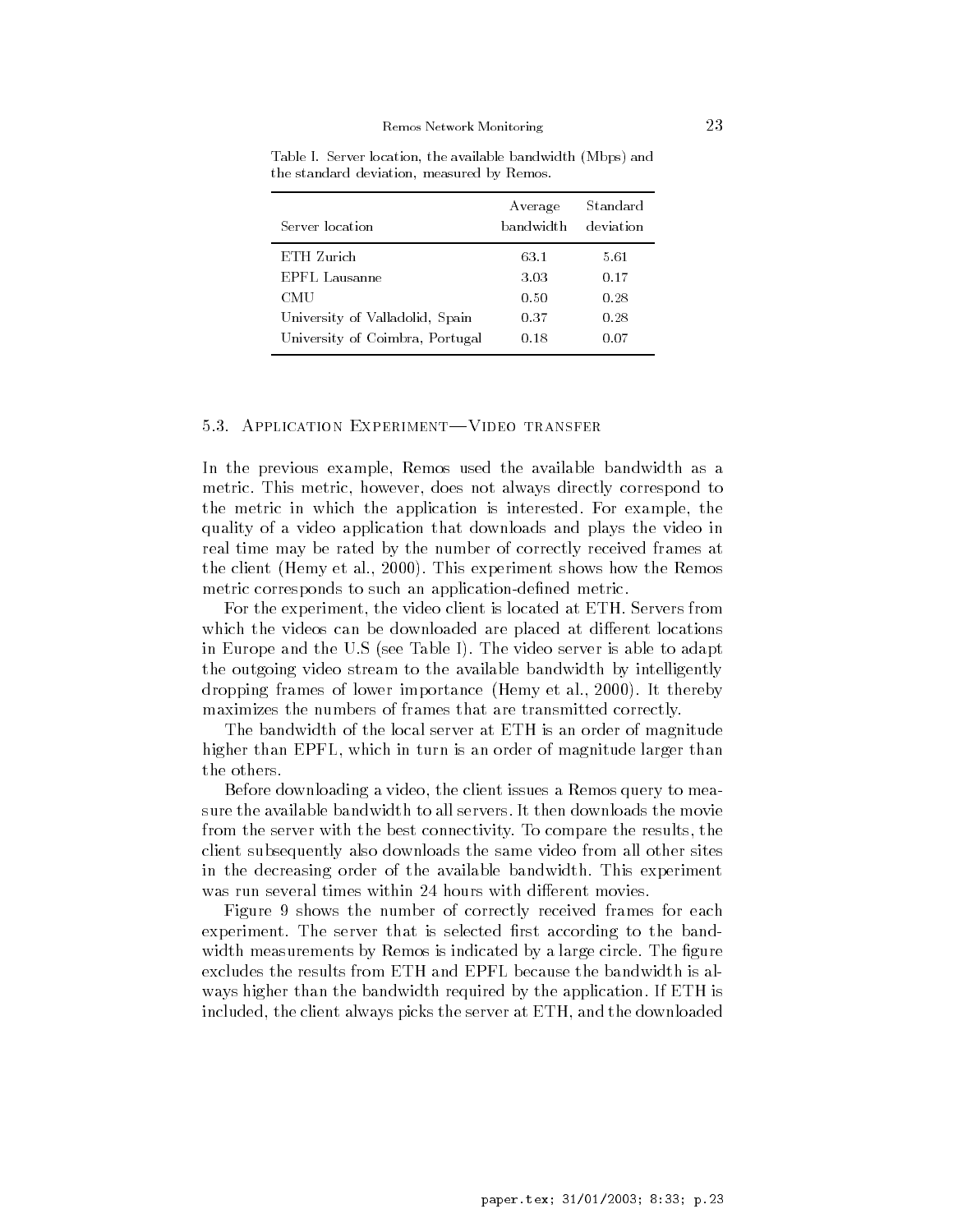Table I. Server location, the available bandwidth (Mbps) and the standard deviation, measured by Remos.

| Server location | Average bandwidth | Standard deviation |
| --- | --- | --- |
| ETH Zurich | 63.1 | 5.61 |
| EPFL Lausanne | 3.03 | 0.17 |
| CMU | 0.50 | 0.28 |
| University of Valladolid, Spain | 0.37 | 0.28 |
| University of Coimbra, Portugal | 0.18 | 0.07 |

### 5.3. Application Experiment—Video transfer

In the previous example, Remos used the available bandwidth as a metric. This metric, however, does not always directly correspond to the metric in which the application is interested. For example, the quality of a video application that downloads and plays the video in real time may be rated by the number of correctly received frames at the client (Hemy et al., 2000). This experiment shows how the Remos metric corresponds to such an application-defined metric.

For the experiment, the video client is located at ETH. Servers from which the videos can be downloaded are placed at different locations in Europe and the U.S (see Table I). The video server is able to adapt the outgoing video stream to the available bandwidth by intelligently dropping frames of lower importance (Hemy et al., 2000). It thereby maximizes the numbers of frames that are transmitted correctly.

The bandwidth of the local server at ETH is an order of magnitude higher than EPFL, which in turn is an order of magnitude larger than the others.

Before downloading a video, the client issues a Remos query to measure the available bandwidth to all servers. It then downloads the movie from the server with the best connectivity. To compare the results, the client subsequently also downloads the same video from all other sites in the decreasing order of the available bandwidth. This experiment was run several times within 24 hours with different movies.

Figure 9 shows the number of correctly received frames for each experiment. The server that is selected first according to the bandwidth measurements by Remos is indicated by a large circle. The figure excludes the results from ETH and EPFL because the bandwidth is always higher than the bandwidth required by the application. If ETH is included, the client always picks the server at ETH, and the downloaded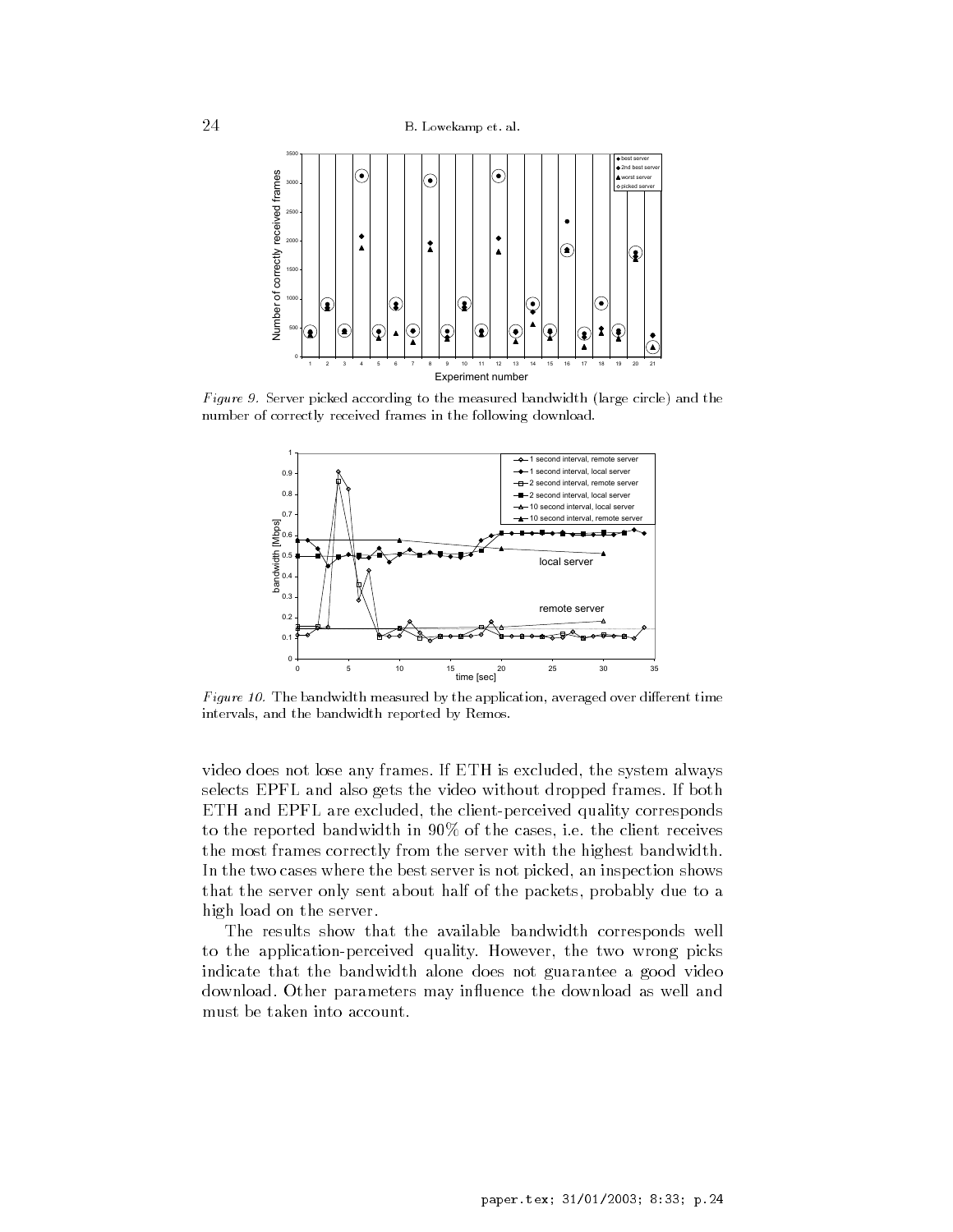*Figure 9.* Server picked according to the measured bandwidth (large circle) and the number of correctly received frames in the following download.

*Figure 10.* The bandwidth measured by the application, averaged over different time intervals, and the bandwidth reported by Remos.

video does not lose any frames. If ETH is excluded, the system always selects EPFL and also gets the video without dropped frames. If both ETH and EPFL are excluded, the client-perceived quality corresponds to the reported bandwidth in 90% of the cases, i.e. the client receives the most frames correctly from the server with the highest bandwidth. In the two cases where the best server is not picked, an inspection shows that the server only sent about half of the packets, probably due to a high load on the server.

The results show that the available bandwidth corresponds well to the application-perceived quality. However, the two wrong picks indicate that the bandwidth alone does not guarantee a good video download. Other parameters may influence the download as well and must be taken into account.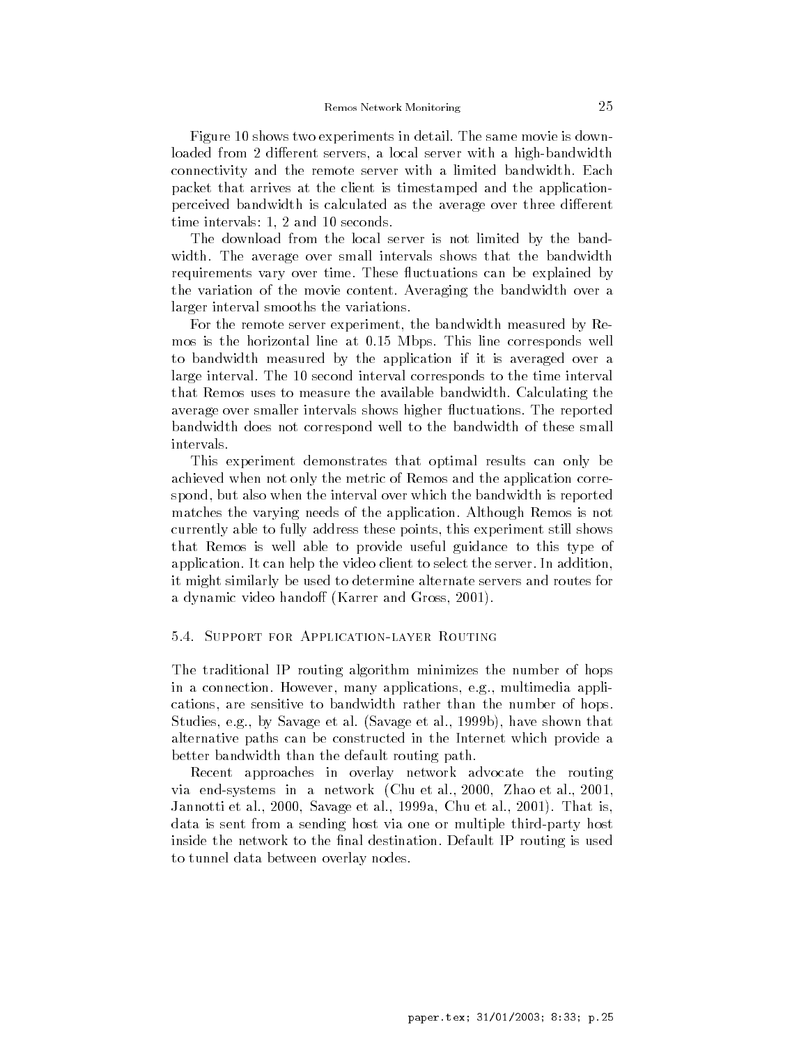Figure 10 shows two experiments in detail. The same movie is downloaded from 2 different servers, a local server with a high-bandwidth connectivity and the remote server with a limited bandwidth. Each packet that arrives at the client is timestamped and the application-perceived bandwidth is calculated as the average over three different time intervals: 1, 2 and 10 seconds.

The download from the local server is not limited by the bandwidth. The average over small intervals shows that the bandwidth requirements vary over time. These fluctuations can be explained by the variation of the movie content. Averaging the bandwidth over a larger interval smooths the variations.

For the remote server experiment, the bandwidth measured by Remos is the horizontal line at 0.15 Mbps. This line corresponds well to bandwidth measured by the application if it is averaged over a large interval. The 10 second interval corresponds to the time interval that Remos uses to measure the available bandwidth. Calculating the average over smaller intervals shows higher fluctuations. The reported bandwidth does not correspond well to the bandwidth of these small intervals.

This experiment demonstrates that optimal results can only be achieved when not only the metric of Remos and the application correspond, but also when the interval over which the bandwidth is reported matches the varying needs of the application. Although Remos is not currently able to fully address these points, this experiment still shows that Remos is well able to provide useful guidance to this type of application. It can help the video client to select the server. In addition, it might similarly be used to determine alternate servers and routes for a dynamic video handoff (Karrer and Gross, 2001).

### 5.4. Support for Application-layer Routing

The traditional IP routing algorithm minimizes the number of hops in a connection. However, many applications, e.g., multimedia applications, are sensitive to bandwidth rather than the number of hops. Studies, e.g., by Savage et al. (Savage et al., 1999b), have shown that alternative paths can be constructed in the Internet which provide a better bandwidth than the default routing path.

Recent approaches in overlay network advocate the routing via end-systems in a network (Chu et al., 2000, Zhao et al., 2001, Jannotti et al., 2000, Savage et al., 1999a, Chu et al., 2001). That is, data is sent from a sending host via one or multiple third-party host inside the network to the final destination. Default IP routing is used to tunnel data between overlay nodes.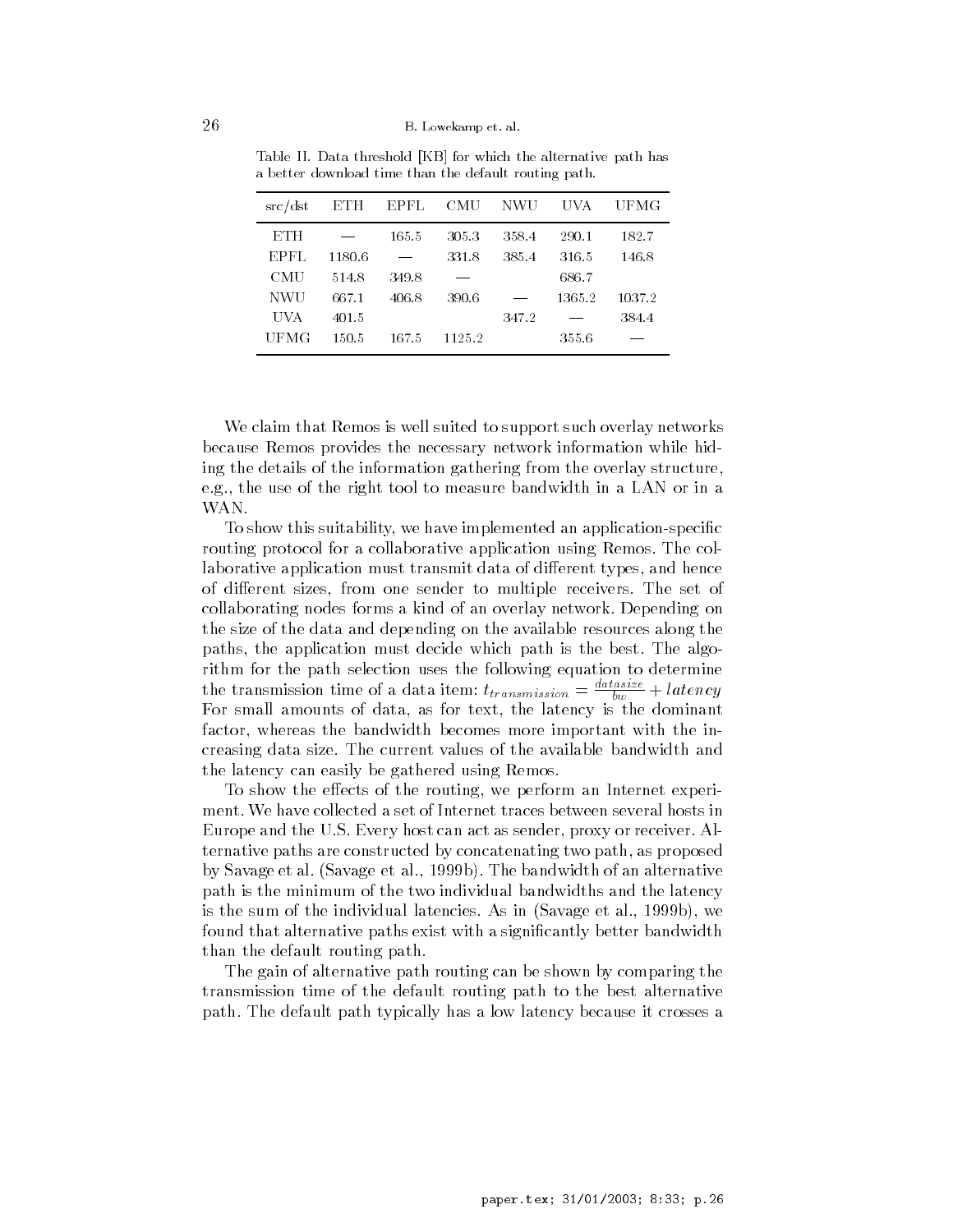Table II. Data threshold [KB] for which the alternative path has a better download time than the default routing path.

| src/dst | ETH | EPFL | CMU | NWU | UVA | UFMG |
|---|---|---|---|---|---|---|
| ETH | — | 165.5 | 305.3 | 358.4 | 290.1 | 182.7 |
| EPFL | 1180.6 | — | 331.8 | 385.4 | 316.5 | 146.8 |
| CMU | 514.8 | 349.8 | — | | 686.7 | |
| NWU | 667.1 | 406.8 | 390.6 | — | 1365.2 | 1037.2 |
| UVA | 401.5 | | | 347.2 | — | 384.4 |
| UFMG | 150.5 | 167.5 | 1125.2 | | 355.6 | — |

We claim that Remos is well suited to support such overlay networks because Remos provides the necessary network information while hiding the details of the information gathering from the overlay structure, e.g., the use of the right tool to measure bandwidth in a LAN or in a WAN.

To show this suitability, we have implemented an application-specific routing protocol for a collaborative application using Remos. The collaborative application must transmit data of different types, and hence of different sizes, from one sender to multiple receivers. The set of collaborating nodes forms a kind of an overlay network. Depending on the size of the data and depending on the available resources along the paths, the application must decide which path is the best. The algorithm for the path selection uses the following equation to determine the transmission time of a data item: $t_{transmission} = \frac{datasize}{bw} + latency$ For small amounts of data, as for text, the latency is the dominant factor, whereas the bandwidth becomes more important with the increasing data size. The current values of the available bandwidth and the latency can easily be gathered using Remos.

To show the effects of the routing, we perform an Internet experiment. We have collected a set of Internet traces between several hosts in Europe and the U.S. Every host can act as sender, proxy or receiver. Alternative paths are constructed by concatenating two path, as proposed by Savage et al. (Savage et al., 1999b). The bandwidth of an alternative path is the minimum of the two individual bandwidths and the latency is the sum of the individual latencies. As in (Savage et al., 1999b), we found that alternative paths exist with a significantly better bandwidth than the default routing path.

The gain of alternative path routing can be shown by comparing the transmission time of the default routing path to the best alternative path. The default path typically has a low latency because it crosses a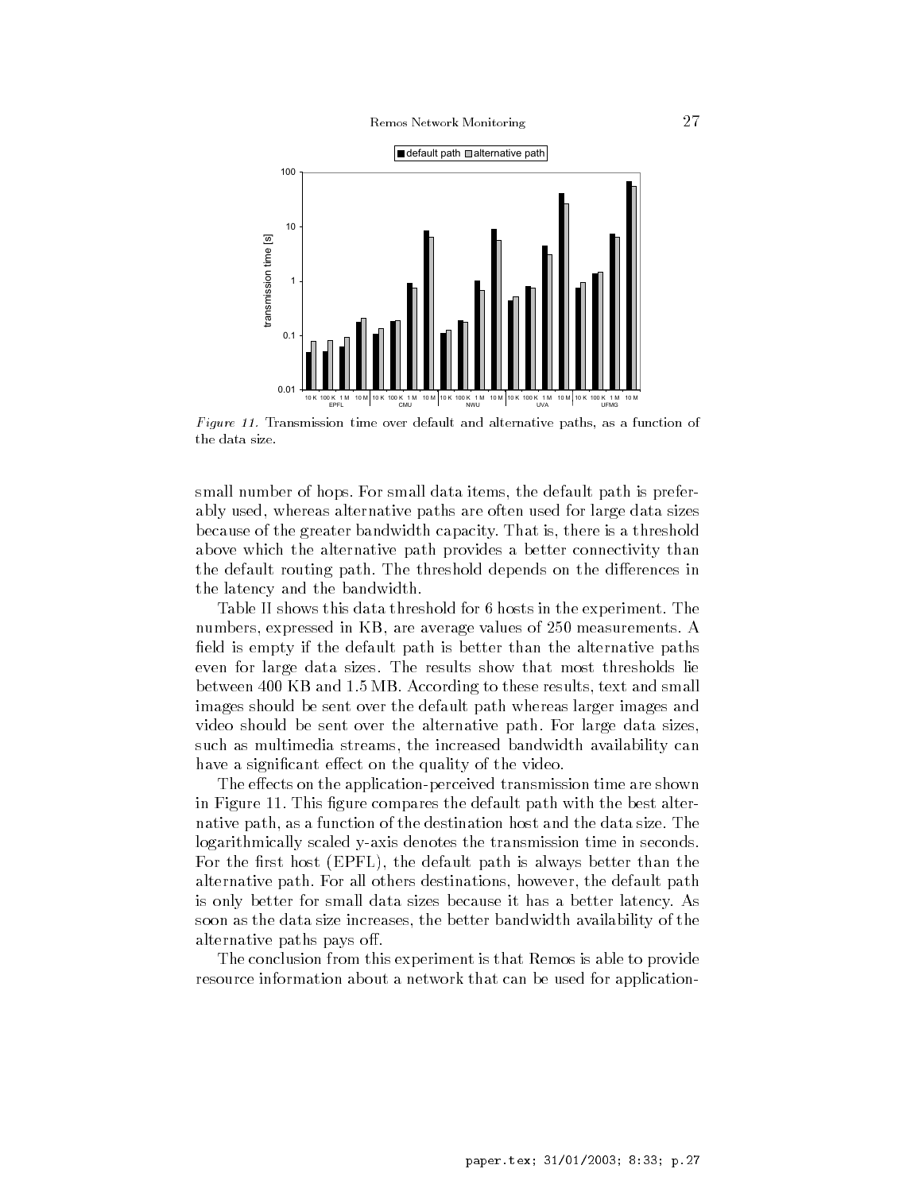*Figure 11.* Transmission time over default and alternative paths, as a function of the data size.

small number of hops. For small data items, the default path is preferably used, whereas alternative paths are often used for large data sizes because of the greater bandwidth capacity. That is, there is a threshold above which the alternative path provides a better connectivity than the default routing path. The threshold depends on the differences in the latency and the bandwidth.

Table II shows this data threshold for 6 hosts in the experiment. The numbers, expressed in KB, are average values of 250 measurements. A field is empty if the default path is better than the alternative paths even for large data sizes. The results show that most thresholds lie between 400 KB and 1.5 MB. According to these results, text and small images should be sent over the default path whereas larger images and video should be sent over the alternative path. For large data sizes, such as multimedia streams, the increased bandwidth availability can have a significant effect on the quality of the video.

The effects on the application-perceived transmission time are shown in Figure 11. This figure compares the default path with the best alternative path, as a function of the destination host and the data size. The logarithmically scaled y-axis denotes the transmission time in seconds. For the first host (EPFL), the default path is always better than the alternative path. For all others destinations, however, the default path is only better for small data sizes because it has a better latency. As soon as the data size increases, the better bandwidth availability of the alternative paths pays off.

The conclusion from this experiment is that Remos is able to provide resource information about a network that can be used for application-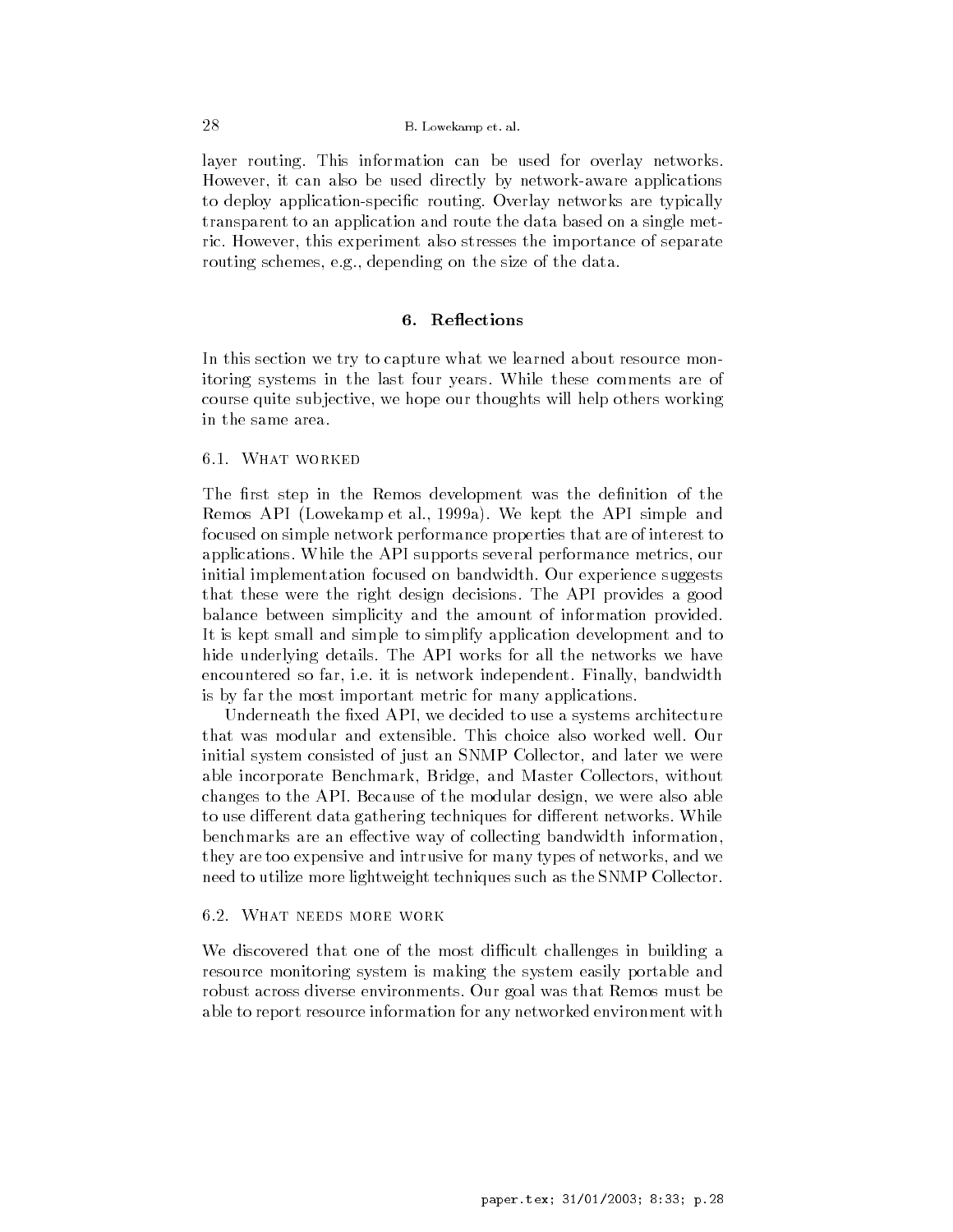layer routing. This information can be used for overlay networks. However, it can also be used directly by network-aware applications to deploy application-specific routing. Overlay networks are typically transparent to an application and route the data based on a single metric. However, this experiment also stresses the importance of separate routing schemes, e.g., depending on the size of the data.

## 6. Reflections

In this section we try to capture what we learned about resource monitoring systems in the last four years. While these comments are of course quite subjective, we hope our thoughts will help others working in the same area.

### 6.1. What worked

The first step in the Remos development was the definition of the Remos API (Lowekamp et al., 1999a). We kept the API simple and focused on simple network performance properties that are of interest to applications. While the API supports several performance metrics, our initial implementation focused on bandwidth. Our experience suggests that these were the right design decisions. The API provides a good balance between simplicity and the amount of information provided. It is kept small and simple to simplify application development and to hide underlying details. The API works for all the networks we have encountered so far, i.e. it is network independent. Finally, bandwidth is by far the most important metric for many applications.

Underneath the fixed API, we decided to use a systems architecture that was modular and extensible. This choice also worked well. Our initial system consisted of just an SNMP Collector, and later we were able incorporate Benchmark, Bridge, and Master Collectors, without changes to the API. Because of the modular design, we were also able to use different data gathering techniques for different networks. While benchmarks are an effective way of collecting bandwidth information, they are too expensive and intrusive for many types of networks, and we need to utilize more lightweight techniques such as the SNMP Collector.

### 6.2. What needs more work

We discovered that one of the most difficult challenges in building a resource monitoring system is making the system easily portable and robust across diverse environments. Our goal was that Remos must be able to report resource information for any networked environment with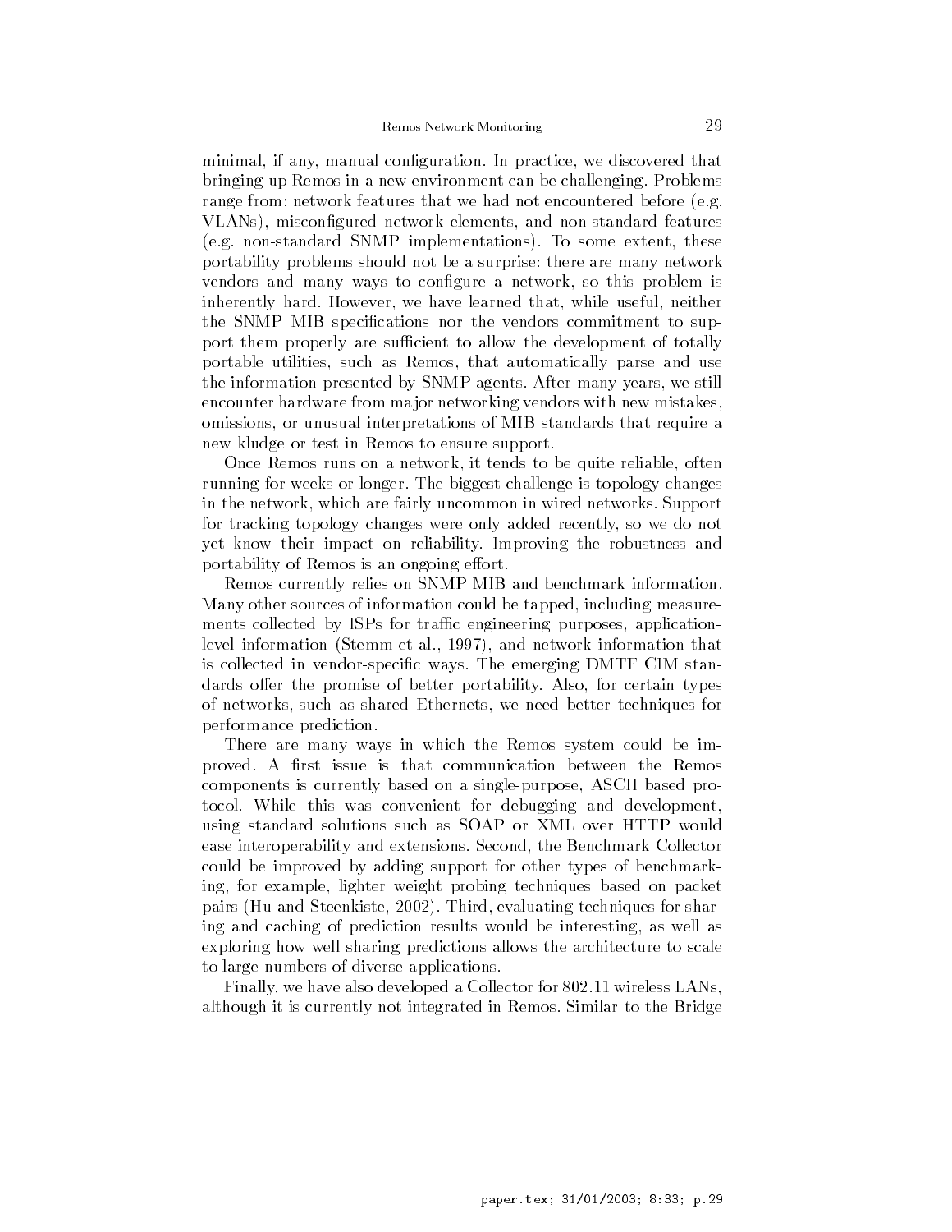minimal, if any, manual configuration. In practice, we discovered that bringing up Remos in a new environment can be challenging. Problems range from: network features that we had not encountered before (e.g. VLANs), misconfigured network elements, and non-standard features (e.g. non-standard SNMP implementations). To some extent, these portability problems should not be a surprise: there are many network vendors and many ways to configure a network, so this problem is inherently hard. However, we have learned that, while useful, neither the SNMP MIB specifications nor the vendors commitment to support them properly are sufficient to allow the development of totally portable utilities, such as Remos, that automatically parse and use the information presented by SNMP agents. After many years, we still encounter hardware from major networking vendors with new mistakes, omissions, or unusual interpretations of MIB standards that require a new kludge or test in Remos to ensure support.

Once Remos runs on a network, it tends to be quite reliable, often running for weeks or longer. The biggest challenge is topology changes in the network, which are fairly uncommon in wired networks. Support for tracking topology changes were only added recently, so we do not yet know their impact on reliability. Improving the robustness and portability of Remos is an ongoing effort.

Remos currently relies on SNMP MIB and benchmark information. Many other sources of information could be tapped, including measurements collected by ISPs for traffic engineering purposes, application-level information (Stemm et al., 1997), and network information that is collected in vendor-specific ways. The emerging DMTF CIM standards offer the promise of better portability. Also, for certain types of networks, such as shared Ethernets, we need better techniques for performance prediction.

There are many ways in which the Remos system could be improved. A first issue is that communication between the Remos components is currently based on a single-purpose, ASCII based protocol. While this was convenient for debugging and development, using standard solutions such as SOAP or XML over HTTP would ease interoperability and extensions. Second, the Benchmark Collector could be improved by adding support for other types of benchmarking, for example, lighter weight probing techniques based on packet pairs (Hu and Steenkiste, 2002). Third, evaluating techniques for sharing and caching of prediction results would be interesting, as well as exploring how well sharing predictions allows the architecture to scale to large numbers of diverse applications.

Finally, we have also developed a Collector for 802.11 wireless LANs, although it is currently not integrated in Remos. Similar to the Bridge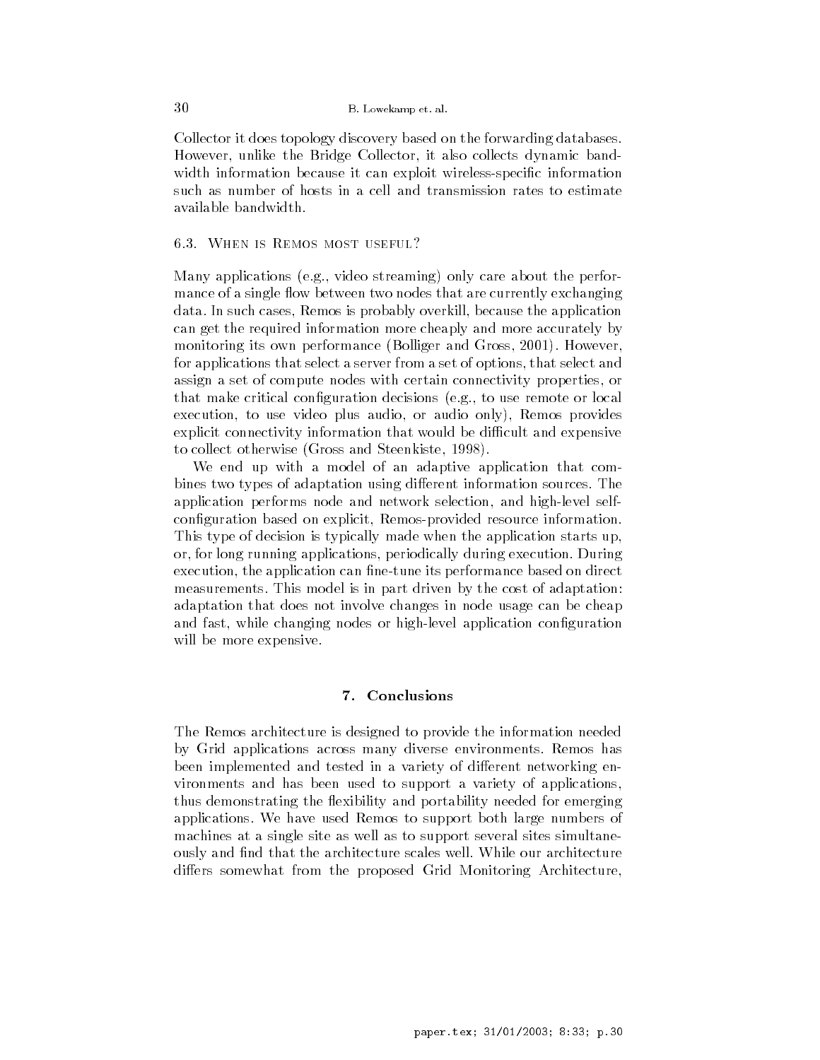Collector it does topology discovery based on the forwarding databases. However, unlike the Bridge Collector, it also collects dynamic bandwidth information because it can exploit wireless-specific information such as number of hosts in a cell and transmission rates to estimate available bandwidth.

### 6.3. When is Remos most useful?

Many applications (e.g., video streaming) only care about the performance of a single flow between two nodes that are currently exchanging data. In such cases, Remos is probably overkill, because the application can get the required information more cheaply and more accurately by monitoring its own performance (Bolliger and Gross, 2001). However, for applications that select a server from a set of options, that select and assign a set of compute nodes with certain connectivity properties, or that make critical configuration decisions (e.g., to use remote or local execution, to use video plus audio, or audio only), Remos provides explicit connectivity information that would be difficult and expensive to collect otherwise (Gross and Steenkiste, 1998).

We end up with a model of an adaptive application that combines two types of adaptation using different information sources. The application performs node and network selection, and high-level self-configuration based on explicit, Remos-provided resource information. This type of decision is typically made when the application starts up, or, for long running applications, periodically during execution. During execution, the application can fine-tune its performance based on direct measurements. This model is in part driven by the cost of adaptation: adaptation that does not involve changes in node usage can be cheap and fast, while changing nodes or high-level application configuration will be more expensive.

## 7. Conclusions

The Remos architecture is designed to provide the information needed by Grid applications across many diverse environments. Remos has been implemented and tested in a variety of different networking environments and has been used to support a variety of applications, thus demonstrating the flexibility and portability needed for emerging applications. We have used Remos to support both large numbers of machines at a single site as well as to support several sites simultaneously and find that the architecture scales well. While our architecture differs somewhat from the proposed Grid Monitoring Architecture,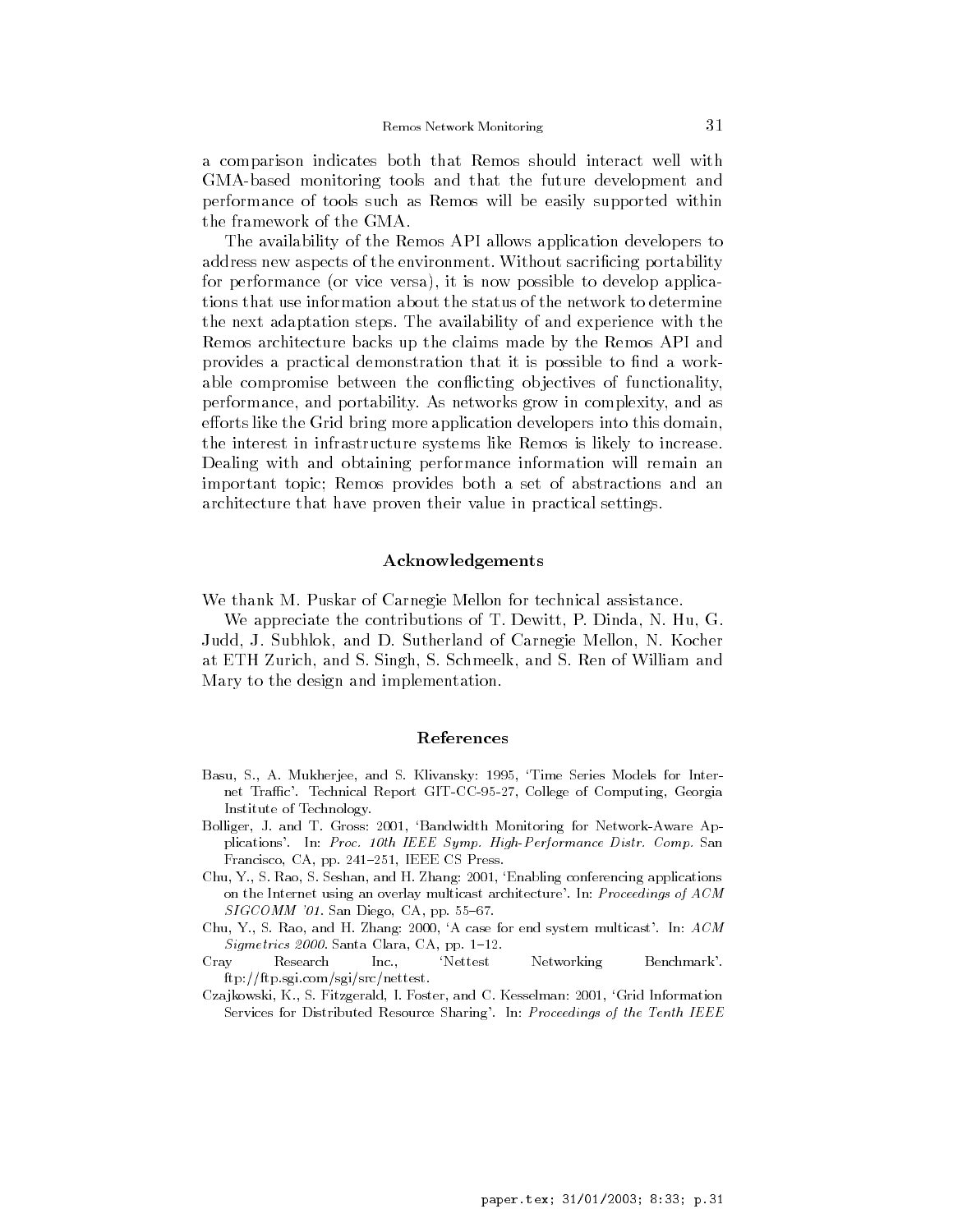a comparison indicates both that Remos should interact well with GMA-based monitoring tools and that the future development and performance of tools such as Remos will be easily supported within the framework of the GMA.

The availability of the Remos API allows application developers to address new aspects of the environment. Without sacrificing portability for performance (or vice versa), it is now possible to develop applications that use information about the status of the network to determine the next adaptation steps. The availability of and experience with the Remos architecture backs up the claims made by the Remos API and provides a practical demonstration that it is possible to find a workable compromise between the conflicting objectives of functionality, performance, and portability. As networks grow in complexity, and as efforts like the Grid bring more application developers into this domain, the interest in infrastructure systems like Remos is likely to increase. Dealing with and obtaining performance information will remain an important topic; Remos provides both a set of abstractions and an architecture that have proven their value in practical settings.

## Acknowledgements

We thank M. Puskar of Carnegie Mellon for technical assistance.

We appreciate the contributions of T. Dewitt, P. Dinda, N. Hu, G. Judd, J. Subhlok, and D. Sutherland of Carnegie Mellon, N. Kocher at ETH Zurich, and S. Singh, S. Schmeelk, and S. Ren of William and Mary to the design and implementation.

## References

Basu, S., A. Mukherjee, and S. Klivansky: 1995, 'Time Series Models for Internet Traffic'. Technical Report GIT-CC-95-27, College of Computing, Georgia Institute of Technology.

Bolliger, J. and T. Gross: 2001, 'Bandwidth Monitoring for Network-Aware Applications'. In: *Proc. 10th IEEE Symp. High-Performance Distr. Comp.* San Francisco, CA, pp. 241–251, IEEE CS Press.

Chu, Y., S. Rao, S. Seshan, and H. Zhang: 2001, 'Enabling conferencing applications on the Internet using an overlay multicast architecture'. In: *Proceedings of ACM SIGCOMM '01*. San Diego, CA, pp. 55–67.

Chu, Y., S. Rao, and H. Zhang: 2000, 'A case for end system multicast'. In: *ACM Sigmetrics 2000*. Santa Clara, CA, pp. 1–12.

Cray Research Inc., 'Nettest Networking Benchmark'. ftp://ftp.sgi.com/sgi/src/nettest.

Czajkowski, K., S. Fitzgerald, I. Foster, and C. Kesselman: 2001, 'Grid Information Services for Distributed Resource Sharing'. In: *Proceedings of the Tenth IEEE*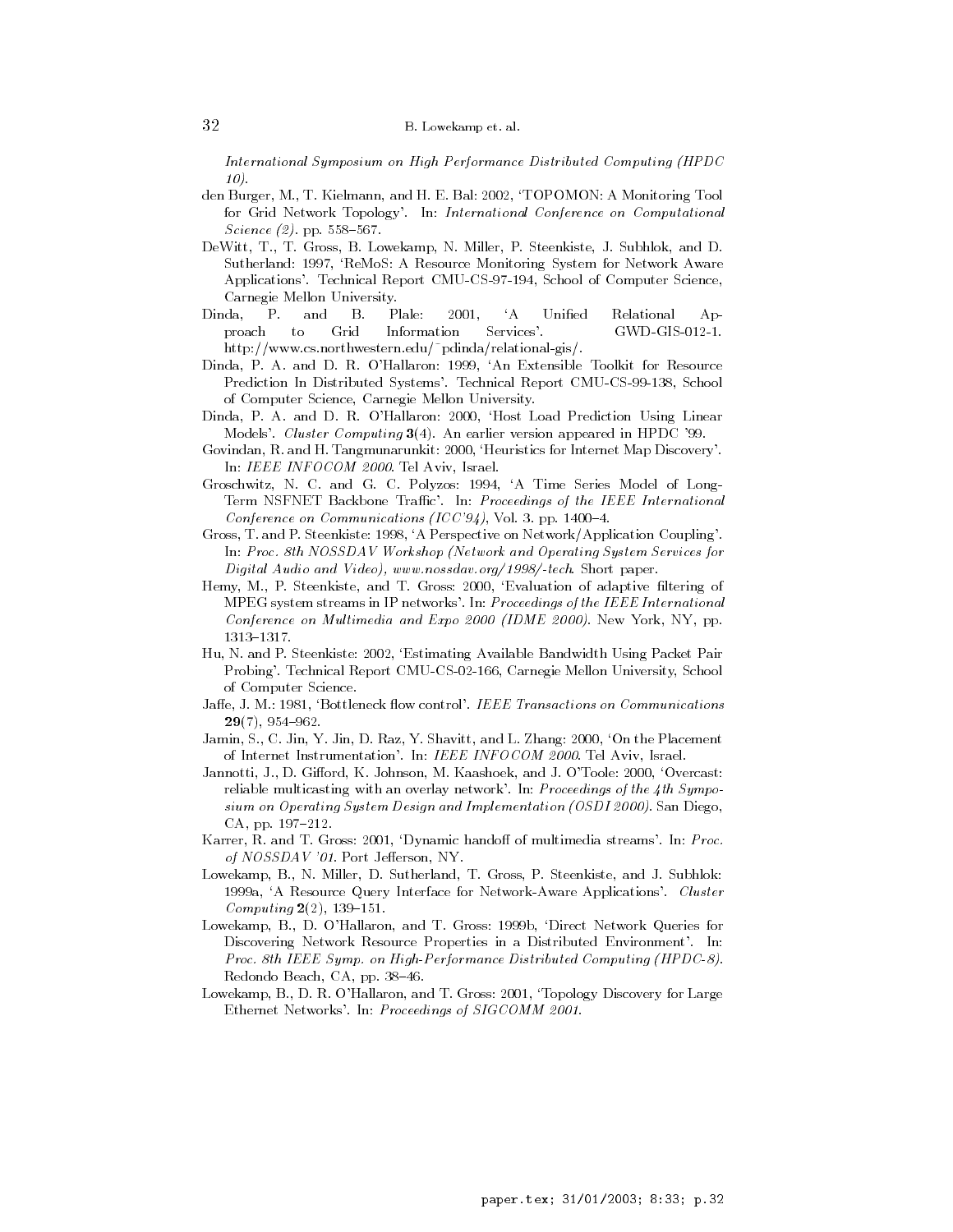*International Symposium on High Performance Distributed Computing (HPDC 10)*.

den Burger, M., T. Kielmann, and H. E. Bal: 2002, 'TOPOMON: A Monitoring Tool for Grid Network Topology'. In: *International Conference on Computational Science (2)*. pp. 558–567.

DeWitt, T., T. Gross, B. Lowekamp, N. Miller, P. Steenkiste, J. Subhlok, and D. Sutherland: 1997, 'ReMoS: A Resource Monitoring System for Network Aware Applications'. Technical Report CMU-CS-97-194, School of Computer Science, Carnegie Mellon University.

Dinda, P. and B. Plale: 2001, 'A Unified Relational Approach to Grid Information Services'. GWD-GIS-012-1. http://www.cs.northwestern.edu/~pdinda/relational-gis/.

Dinda, P. A. and D. R. O'Hallaron: 1999, 'An Extensible Toolkit for Resource Prediction In Distributed Systems'. Technical Report CMU-CS-99-138, School of Computer Science, Carnegie Mellon University.

Dinda, P. A. and D. R. O'Hallaron: 2000, 'Host Load Prediction Using Linear Models'. *Cluster Computing* **3**(4). An earlier version appeared in HPDC '99.

Govindan, R. and H. Tangmunarunkit: 2000, 'Heuristics for Internet Map Discovery'. In: *IEEE INFOCOM 2000*. Tel Aviv, Israel.

Groschwitz, N. C. and G. C. Polyzos: 1994, 'A Time Series Model of Long-Term NSFNET Backbone Traffic'. In: *Proceedings of the IEEE International Conference on Communications (ICC'94)*, Vol. 3. pp. 1400–4.

Gross, T. and P. Steenkiste: 1998, 'A Perspective on Network/Application Coupling'. In: *Proc. 8th NOSSDAV Workshop (Network and Operating System Services for Digital Audio and Video), www.nossdav.org/1998/-tech*. Short paper.

Hemy, M., P. Steenkiste, and T. Gross: 2000, 'Evaluation of adaptive filtering of MPEG system streams in IP networks'. In: *Proceedings of the IEEE International Conference on Multimedia and Expo 2000 (IDME 2000)*. New York, NY, pp. 1313–1317.

Hu, N. and P. Steenkiste: 2002, 'Estimating Available Bandwidth Using Packet Pair Probing'. Technical Report CMU-CS-02-166, Carnegie Mellon University, School of Computer Science.

Jaffe, J. M.: 1981, 'Bottleneck flow control'. *IEEE Transactions on Communications* **29**(7), 954–962.

Jamin, S., C. Jin, Y. Jin, D. Raz, Y. Shavitt, and L. Zhang: 2000, 'On the Placement of Internet Instrumentation'. In: *IEEE INFOCOM 2000*. Tel Aviv, Israel.

Jannotti, J., D. Gifford, K. Johnson, M. Kaashoek, and J. O'Toole: 2000, 'Overcast: reliable multicasting with an overlay network'. In: *Proceedings of the 4th Symposium on Operating System Design and Implementation (OSDI 2000)*. San Diego, CA, pp. 197–212.

Karrer, R. and T. Gross: 2001, 'Dynamic handoff of multimedia streams'. In: *Proc. of NOSSDAV '01*. Port Jefferson, NY.

Lowekamp, B., N. Miller, D. Sutherland, T. Gross, P. Steenkiste, and J. Subhlok: 1999a, 'A Resource Query Interface for Network-Aware Applications'. *Cluster Computing* **2**(2), 139–151.

Lowekamp, B., D. O'Hallaron, and T. Gross: 1999b, 'Direct Network Queries for Discovering Network Resource Properties in a Distributed Environment'. In: *Proc. 8th IEEE Symp. on High-Performance Distributed Computing (HPDC-8)*. Redondo Beach, CA, pp. 38–46.

Lowekamp, B., D. R. O'Hallaron, and T. Gross: 2001, 'Topology Discovery for Large Ethernet Networks'. In: *Proceedings of SIGCOMM 2001*.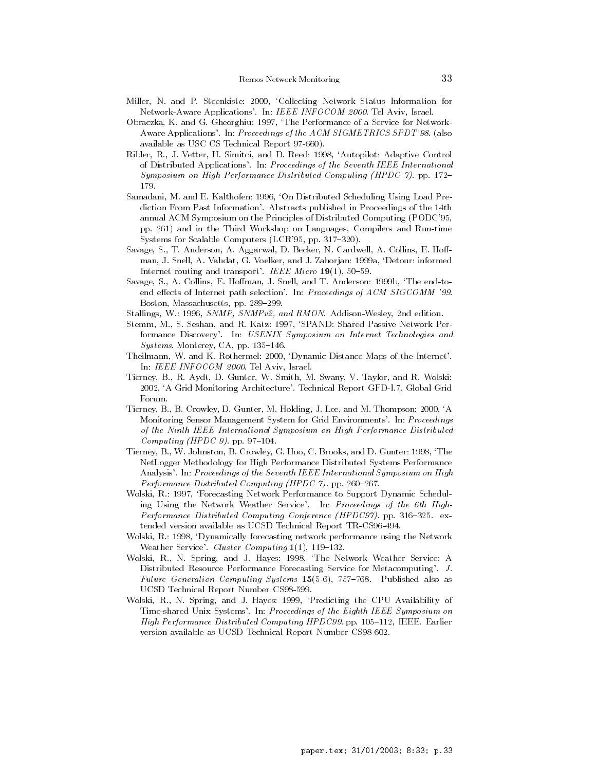Miller, N. and P. Steenkiste: 2000, 'Collecting Network Status Information for Network-Aware Applications'. In: *IEEE INFOCOM 2000*. Tel Aviv, Israel.

Obraczka, K. and G. Gheorghiu: 1997, 'The Performance of a Service for Network-Aware Applications'. In: *Proceedings of the ACM SIGMETRICS SPDT'98*. (also available as USC CS Technical Report 97-660).

Ribler, R., J. Vetter, H. Simitci, and D. Reed: 1998, 'Autopilot: Adaptive Control of Distributed Applications'. In: *Proceedings of the Seventh IEEE International Symposium on High Performance Distributed Computing (HPDC 7)*. pp. 172–179.

Samadani, M. and E. Kalthofen: 1996, 'On Distributed Scheduling Using Load Prediction From Past Information'. Abstracts published in Proceedings of the 14th annual ACM Symposium on the Principles of Distributed Computing (PODC'95, pp. 261) and in the Third Workshop on Languages, Compilers and Run-time Systems for Scalable Computers (LCR'95, pp. 317–320).

Savage, S., T. Anderson, A. Aggarwal, D. Becker, N. Cardwell, A. Collins, E. Hoffman, J. Snell, A. Vahdat, G. Voelker, and J. Zahorjan: 1999a, 'Detour: informed Internet routing and transport'. *IEEE Micro* **19**(1), 50–59.

Savage, S., A. Collins, E. Hoffman, J. Snell, and T. Anderson: 1999b, 'The end-to-end effects of Internet path selection'. In: *Proceedings of ACM SIGCOMM '99*. Boston, Massachusetts, pp. 289–299.

Stallings, W.: 1996, *SNMP, SNMPv2, and RMON*. Addison-Wesley, 2nd edition.

Stemm, M., S. Seshan, and R. Katz: 1997, 'SPAND: Shared Passive Network Performance Discovery'. In: *USENIX Symposium on Internet Technologies and Systems*. Monterey, CA, pp. 135–146.

Theilmann, W. and K. Rothermel: 2000, 'Dynamic Distance Maps of the Internet'. In: *IEEE INFOCOM 2000*. Tel Aviv, Israel.

Tierney, B., R. Aydt, D. Gunter, W. Smith, M. Swany, V. Taylor, and R. Wolski: 2002, 'A Grid Monitoring Architecture'. Technical Report GFD-I.7, Global Grid Forum.

Tierney, B., B. Crowley, D. Gunter, M. Holding, J. Lee, and M. Thompson: 2000, 'A Monitoring Sensor Management System for Grid Environments'. In: *Proceedings of the Ninth IEEE International Symposium on High Performance Distributed Computing (HPDC 9)*. pp. 97–104.

Tierney, B., W. Johnston, B. Crowley, G. Hoo, C. Brooks, and D. Gunter: 1998, 'The NetLogger Methodology for High Performance Distributed Systems Performance Analysis'. In: *Proceedings of the Seventh IEEE International Symposium on High Performance Distributed Computing (HPDC 7)*. pp. 260–267.

Wolski, R.: 1997, 'Forecasting Network Performance to Support Dynamic Scheduling Using the Network Weather Service'. In: *Proceedings of the 6th High-Performance Distributed Computing Conference (HPDC97)*. pp. 316–325. extended version available as UCSD Technical Report TR-CS96-494.

Wolski, R.: 1998, 'Dynamically forecasting network performance using the Network Weather Service'. *Cluster Computing* **1**(1), 119–132.

Wolski, R., N. Spring, and J. Hayes: 1998, 'The Network Weather Service: A Distributed Resource Performance Forecasting Service for Metacomputing'. *J. Future Generation Computing Systems* **15**(5-6), 757–768. Published also as UCSD Technical Report Number CS98-599.

Wolski, R., N. Spring, and J. Hayes: 1999, 'Predicting the CPU Availability of Time-shared Unix Systems'. In: *Proceedings of the Eighth IEEE Symposium on High Performance Distributed Computing HPDC99*. pp. 105–112, IEEE. Earlier version available as UCSD Technical Report Number CS98-602.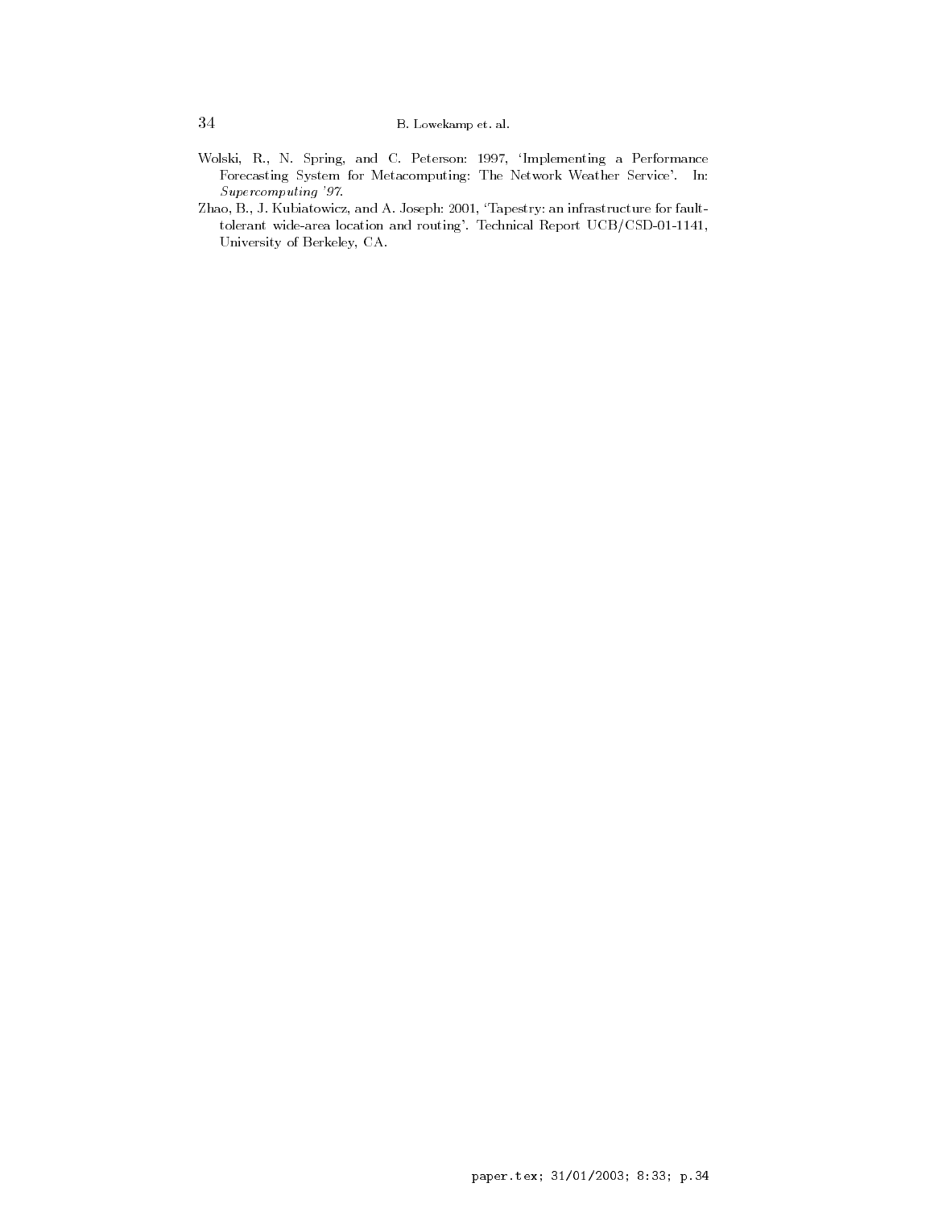Wolski, R., N. Spring, and C. Peterson: 1997, 'Implementing a Performance Forecasting System for Metacomputing: The Network Weather Service'. In: *Supercomputing '97*.

Zhao, B., J. Kubiatowicz, and A. Joseph: 2001, 'Tapestry: an infrastructure for fault-tolerant wide-area location and routing'. Technical Report UCB/CSD-01-1141, University of Berkeley, CA.